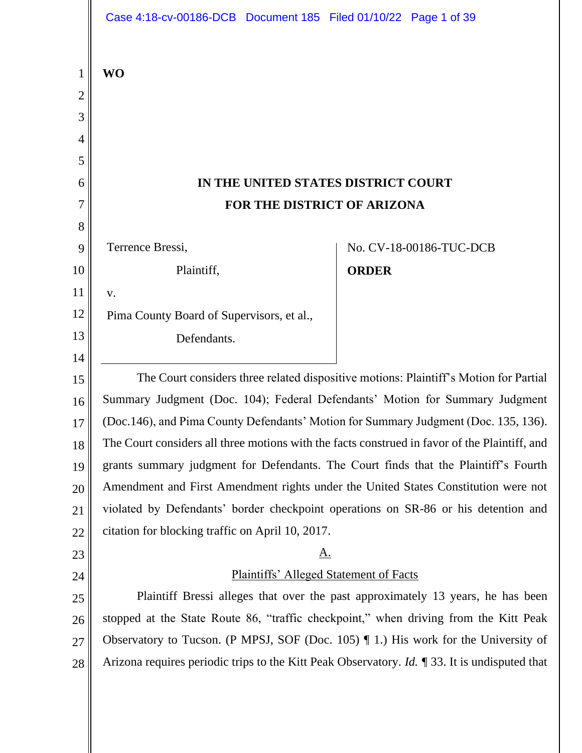WO

**IN THE UNITED STATES DISTRICT COURT**
**FOR THE DISTRICT OF ARIZONA**

Terrence Bressi,

Plaintiff,

v.

Pima County Board of Supervisors, et al.,

Defendants.

No. CV-18-00186-TUC-DCB

**ORDER**

The Court considers three related dispositive motions: Plaintiff's Motion for Partial Summary Judgment (Doc. 104); Federal Defendants' Motion for Summary Judgment (Doc.146), and Pima County Defendants' Motion for Summary Judgment (Doc. 135, 136). The Court considers all three motions with the facts construed in favor of the Plaintiff, and grants summary judgment for Defendants. The Court finds that the Plaintiff's Fourth Amendment and First Amendment rights under the United States Constitution were not violated by Defendants' border checkpoint operations on SR-86 or his detention and citation for blocking traffic on April 10, 2017.

A.

Plaintiffs' Alleged Statement of Facts

Plaintiff Bressi alleges that over the past approximately 13 years, he has been stopped at the State Route 86, "traffic checkpoint," when driving from the Kitt Peak Observatory to Tucson. (P MPSJ, SOF (Doc. 105) ¶ 1.) His work for the University of Arizona requires periodic trips to the Kitt Peak Observatory. *Id.* ¶ 33. It is undisputed that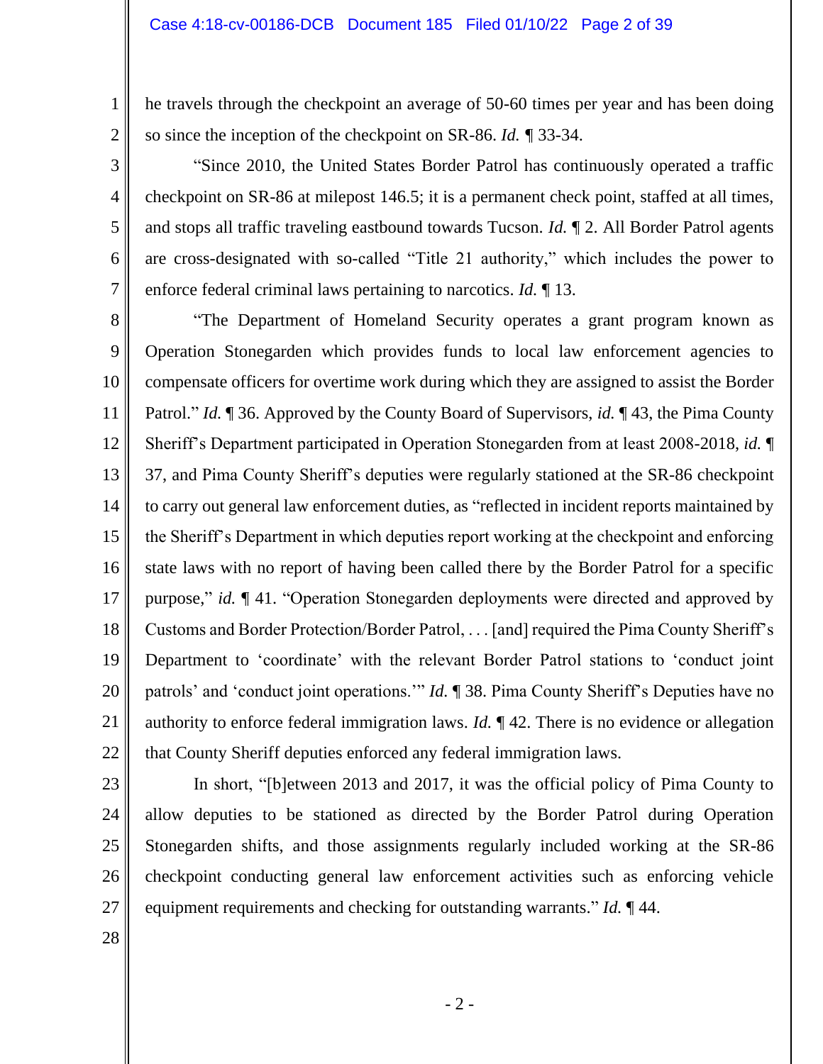he travels through the checkpoint an average of 50-60 times per year and has been doing so since the inception of the checkpoint on SR-86. *Id.* ¶ 33-34.

"Since 2010, the United States Border Patrol has continuously operated a traffic checkpoint on SR-86 at milepost 146.5; it is a permanent check point, staffed at all times, and stops all traffic traveling eastbound towards Tucson. *Id.* ¶ 2. All Border Patrol agents are cross-designated with so-called "Title 21 authority," which includes the power to enforce federal criminal laws pertaining to narcotics. *Id.* ¶ 13.

"The Department of Homeland Security operates a grant program known as Operation Stonegarden which provides funds to local law enforcement agencies to compensate officers for overtime work during which they are assigned to assist the Border Patrol." *Id.* ¶ 36. Approved by the County Board of Supervisors, *id.* ¶ 43, the Pima County Sheriff's Department participated in Operation Stonegarden from at least 2008-2018, *id.* ¶ 37, and Pima County Sheriff's deputies were regularly stationed at the SR-86 checkpoint to carry out general law enforcement duties, as "reflected in incident reports maintained by the Sheriff's Department in which deputies report working at the checkpoint and enforcing state laws with no report of having been called there by the Border Patrol for a specific purpose," *id.* ¶ 41. "Operation Stonegarden deployments were directed and approved by Customs and Border Protection/Border Patrol, . . . [and] required the Pima County Sheriff's Department to 'coordinate' with the relevant Border Patrol stations to 'conduct joint patrols' and 'conduct joint operations.'" *Id.* ¶ 38. Pima County Sheriff's Deputies have no authority to enforce federal immigration laws. *Id.* ¶ 42. There is no evidence or allegation that County Sheriff deputies enforced any federal immigration laws.

In short, "[b]etween 2013 and 2017, it was the official policy of Pima County to allow deputies to be stationed as directed by the Border Patrol during Operation Stonegarden shifts, and those assignments regularly included working at the SR-86 checkpoint conducting general law enforcement activities such as enforcing vehicle equipment requirements and checking for outstanding warrants." *Id.* ¶ 44.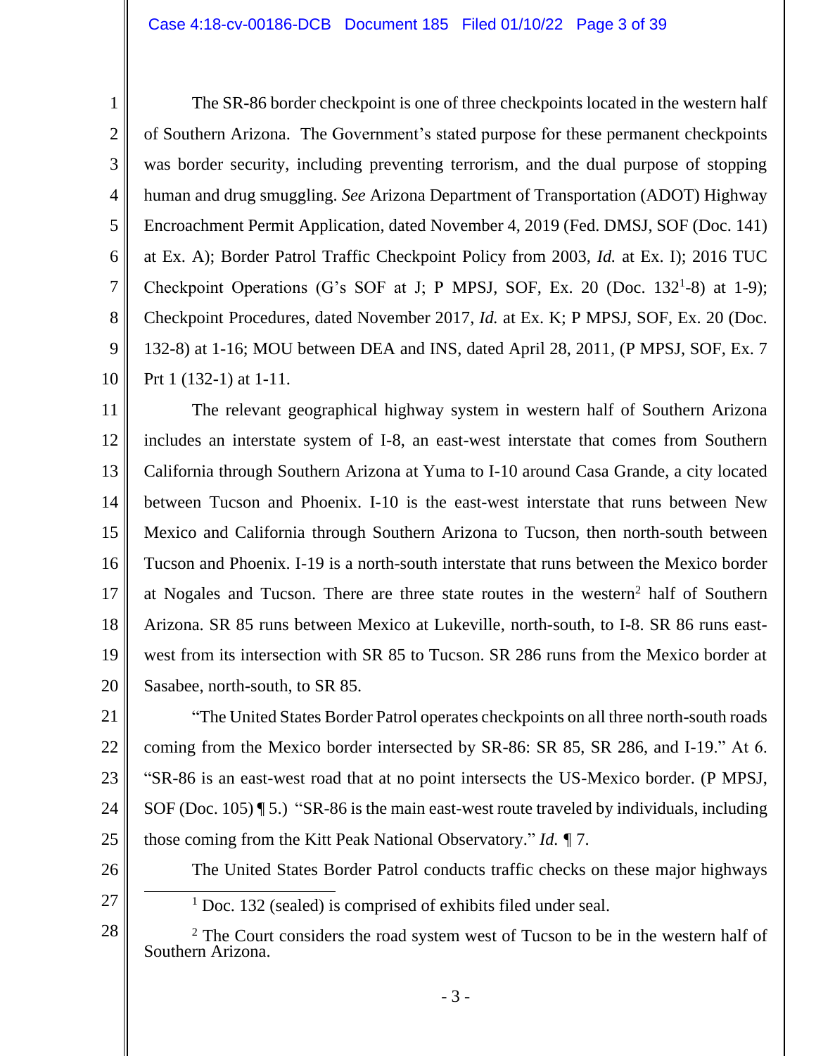The SR-86 border checkpoint is one of three checkpoints located in the western half of Southern Arizona. The Government's stated purpose for these permanent checkpoints was border security, including preventing terrorism, and the dual purpose of stopping human and drug smuggling. *See* Arizona Department of Transportation (ADOT) Highway Encroachment Permit Application, dated November 4, 2019 (Fed. DMSJ, SOF (Doc. 141) at Ex. A); Border Patrol Traffic Checkpoint Policy from 2003, *Id.* at Ex. I); 2016 TUC Checkpoint Operations (G's SOF at J; P MPSJ, SOF, Ex. 20 (Doc. 132[1]-8) at 1-9); Checkpoint Procedures, dated November 2017, *Id.* at Ex. K; P MPSJ, SOF, Ex. 20 (Doc. 132-8) at 1-16; MOU between DEA and INS, dated April 28, 2011, (P MPSJ, SOF, Ex. 7 Prt 1 (132-1) at 1-11.

The relevant geographical highway system in western half of Southern Arizona includes an interstate system of I-8, an east-west interstate that comes from Southern California through Southern Arizona at Yuma to I-10 around Casa Grande, a city located between Tucson and Phoenix. I-10 is the east-west interstate that runs between New Mexico and California through Southern Arizona to Tucson, then north-south between Tucson and Phoenix. I-19 is a north-south interstate that runs between the Mexico border at Nogales and Tucson. There are three state routes in the western[2] half of Southern Arizona. SR 85 runs between Mexico at Lukeville, north-south, to I-8. SR 86 runs east-west from its intersection with SR 85 to Tucson. SR 286 runs from the Mexico border at Sasabee, north-south, to SR 85.

"The United States Border Patrol operates checkpoints on all three north-south roads coming from the Mexico border intersected by SR-86: SR 85, SR 286, and I-19." At 6. "SR-86 is an east-west road that at no point intersects the US-Mexico border. (P MPSJ, SOF (Doc. 105) ¶ 5.) "SR-86 is the main east-west route traveled by individuals, including those coming from the Kitt Peak National Observatory." *Id.* ¶ 7.

The United States Border Patrol conducts traffic checks on these major highways

---

[1] Doc. 132 (sealed) is comprised of exhibits filed under seal.

[2] The Court considers the road system west of Tucson to be in the western half of Southern Arizona.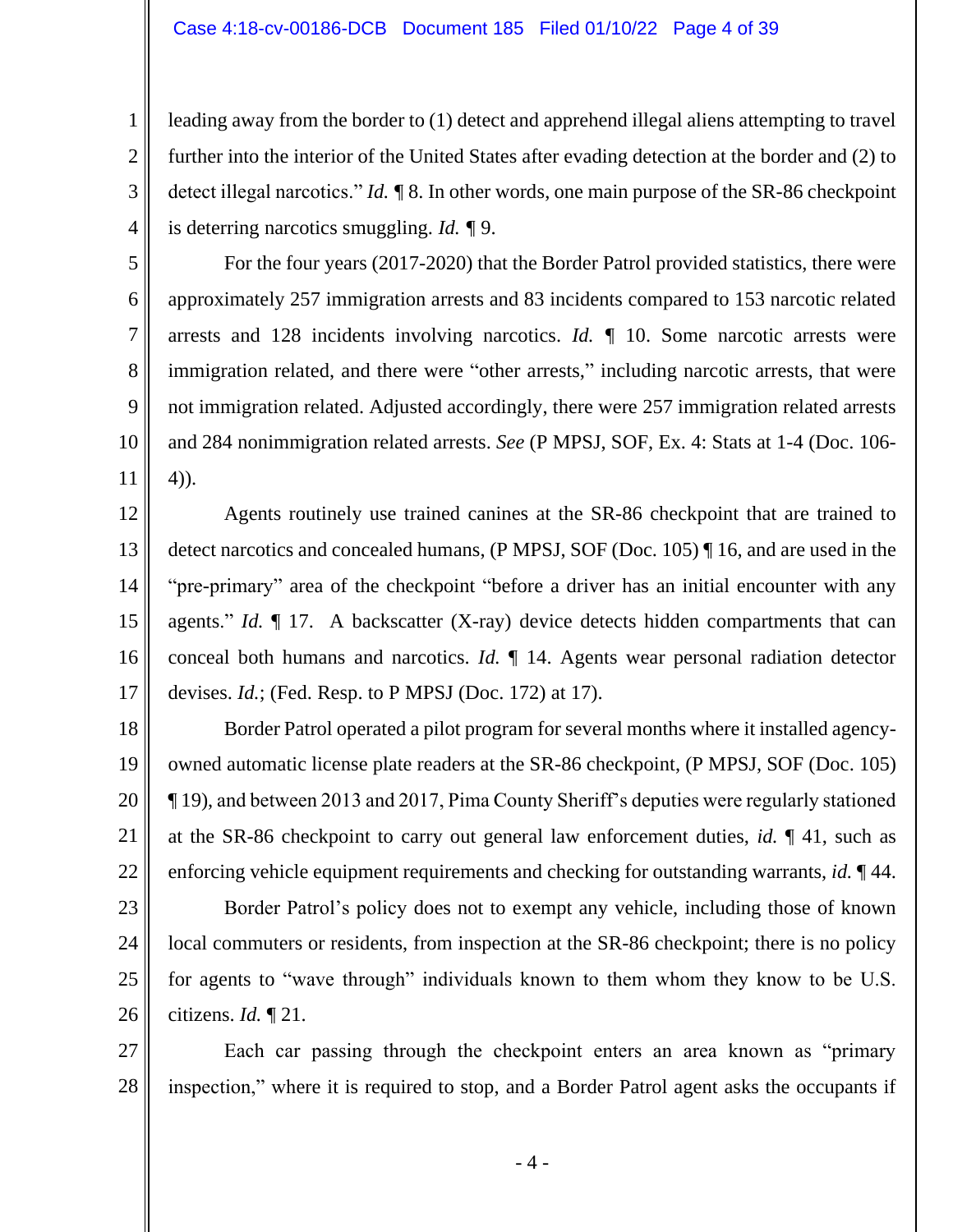leading away from the border to (1) detect and apprehend illegal aliens attempting to travel further into the interior of the United States after evading detection at the border and (2) to detect illegal narcotics." *Id.* ¶ 8. In other words, one main purpose of the SR-86 checkpoint is deterring narcotics smuggling. *Id.* ¶ 9.

For the four years (2017-2020) that the Border Patrol provided statistics, there were approximately 257 immigration arrests and 83 incidents compared to 153 narcotic related arrests and 128 incidents involving narcotics. *Id.* ¶ 10. Some narcotic arrests were immigration related, and there were "other arrests," including narcotic arrests, that were not immigration related. Adjusted accordingly, there were 257 immigration related arrests and 284 nonimmigration related arrests. *See* (P MPSJ, SOF, Ex. 4: Stats at 1-4 (Doc. 106-4)).

Agents routinely use trained canines at the SR-86 checkpoint that are trained to detect narcotics and concealed humans, (P MPSJ, SOF (Doc. 105) ¶ 16, and are used in the "pre-primary" area of the checkpoint "before a driver has an initial encounter with any agents." *Id.* ¶ 17. A backscatter (X-ray) device detects hidden compartments that can conceal both humans and narcotics. *Id.* ¶ 14. Agents wear personal radiation detector devises. *Id.*; (Fed. Resp. to P MPSJ (Doc. 172) at 17).

Border Patrol operated a pilot program for several months where it installed agency-owned automatic license plate readers at the SR-86 checkpoint, (P MPSJ, SOF (Doc. 105) ¶ 19), and between 2013 and 2017, Pima County Sheriff's deputies were regularly stationed at the SR-86 checkpoint to carry out general law enforcement duties, *id.* ¶ 41, such as enforcing vehicle equipment requirements and checking for outstanding warrants, *id.* ¶ 44.

Border Patrol's policy does not to exempt any vehicle, including those of known local commuters or residents, from inspection at the SR-86 checkpoint; there is no policy for agents to "wave through" individuals known to them whom they know to be U.S. citizens. *Id.* ¶ 21.

Each car passing through the checkpoint enters an area known as "primary inspection," where it is required to stop, and a Border Patrol agent asks the occupants if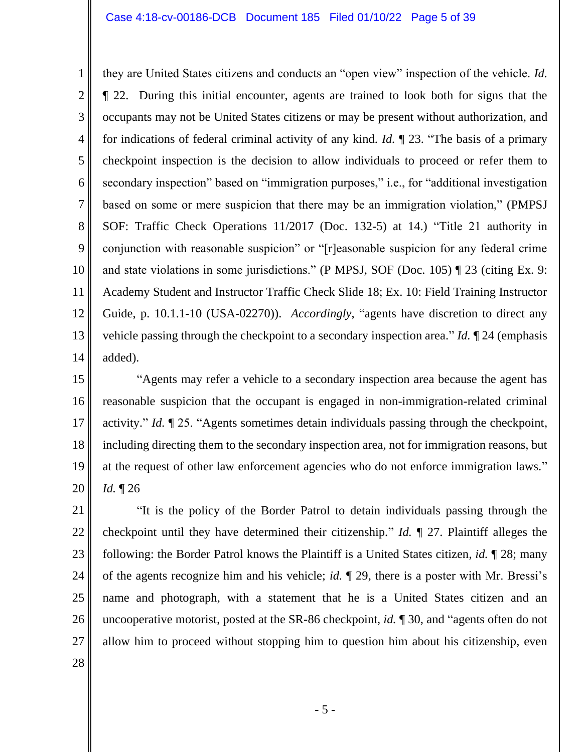they are United States citizens and conducts an "open view" inspection of the vehicle. *Id.* ¶ 22. During this initial encounter, agents are trained to look both for signs that the occupants may not be United States citizens or may be present without authorization, and for indications of federal criminal activity of any kind. *Id.* ¶ 23. "The basis of a primary checkpoint inspection is the decision to allow individuals to proceed or refer them to secondary inspection" based on "immigration purposes," i.e., for "additional investigation based on some or mere suspicion that there may be an immigration violation," (PMPSJ SOF: Traffic Check Operations 11/2017 (Doc. 132-5) at 14.) "Title 21 authority in conjunction with reasonable suspicion" or "[r]easonable suspicion for any federal crime and state violations in some jurisdictions." (P MPSJ, SOF (Doc. 105) ¶ 23 (citing Ex. 9: Academy Student and Instructor Traffic Check Slide 18; Ex. 10: Field Training Instructor Guide, p. 10.1.1-10 (USA-02270)). *Accordingly*, "agents have discretion to direct any vehicle passing through the checkpoint to a secondary inspection area." *Id.* ¶ 24 (emphasis added).

"Agents may refer a vehicle to a secondary inspection area because the agent has reasonable suspicion that the occupant is engaged in non-immigration-related criminal activity." *Id.* ¶ 25. "Agents sometimes detain individuals passing through the checkpoint, including directing them to the secondary inspection area, not for immigration reasons, but at the request of other law enforcement agencies who do not enforce immigration laws." *Id.* ¶ 26

"It is the policy of the Border Patrol to detain individuals passing through the checkpoint until they have determined their citizenship." *Id.* ¶ 27. Plaintiff alleges the following: the Border Patrol knows the Plaintiff is a United States citizen, *id.* ¶ 28; many of the agents recognize him and his vehicle; *id.* ¶ 29, there is a poster with Mr. Bressi's name and photograph, with a statement that he is a United States citizen and an uncooperative motorist, posted at the SR-86 checkpoint, *id.* ¶ 30, and "agents often do not allow him to proceed without stopping him to question him about his citizenship, even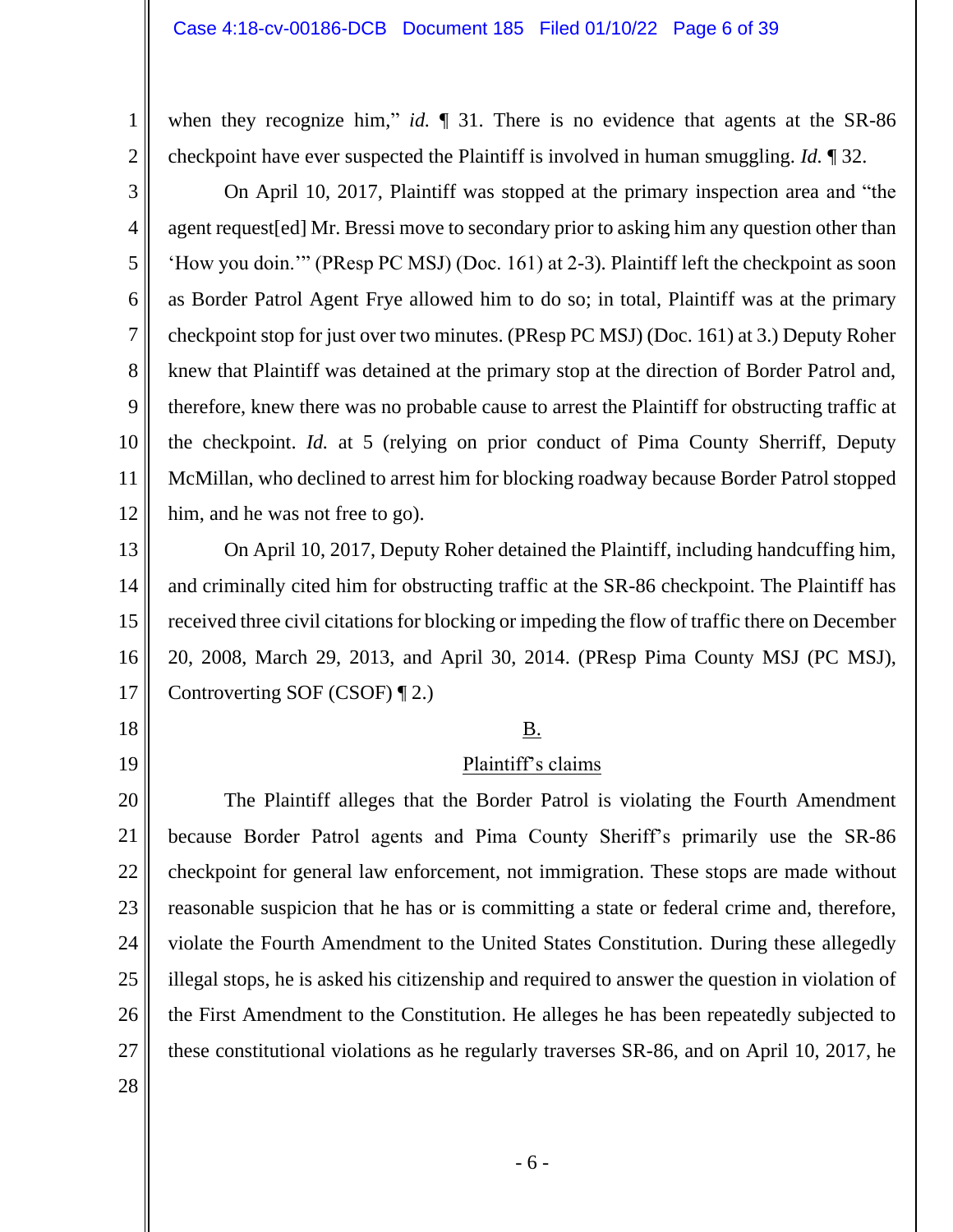when they recognize him," *id.* ¶ 31. There is no evidence that agents at the SR-86 checkpoint have ever suspected the Plaintiff is involved in human smuggling. *Id.* ¶ 32.

On April 10, 2017, Plaintiff was stopped at the primary inspection area and "the agent request[ed] Mr. Bressi move to secondary prior to asking him any question other than 'How you doin.'" (PResp PC MSJ) (Doc. 161) at 2-3). Plaintiff left the checkpoint as soon as Border Patrol Agent Frye allowed him to do so; in total, Plaintiff was at the primary checkpoint stop for just over two minutes. (PResp PC MSJ) (Doc. 161) at 3.) Deputy Roher knew that Plaintiff was detained at the primary stop at the direction of Border Patrol and, therefore, knew there was no probable cause to arrest the Plaintiff for obstructing traffic at the checkpoint. *Id.* at 5 (relying on prior conduct of Pima County Sherriff, Deputy McMillan, who declined to arrest him for blocking roadway because Border Patrol stopped him, and he was not free to go).

On April 10, 2017, Deputy Roher detained the Plaintiff, including handcuffing him, and criminally cited him for obstructing traffic at the SR-86 checkpoint. The Plaintiff has received three civil citations for blocking or impeding the flow of traffic there on December 20, 2008, March 29, 2013, and April 30, 2014. (PResp Pima County MSJ (PC MSJ), Controverting SOF (CSOF) ¶ 2.)

## B.

## Plaintiff's claims

The Plaintiff alleges that the Border Patrol is violating the Fourth Amendment because Border Patrol agents and Pima County Sheriff's primarily use the SR-86 checkpoint for general law enforcement, not immigration. These stops are made without reasonable suspicion that he has or is committing a state or federal crime and, therefore, violate the Fourth Amendment to the United States Constitution. During these allegedly illegal stops, he is asked his citizenship and required to answer the question in violation of the First Amendment to the Constitution. He alleges he has been repeatedly subjected to these constitutional violations as he regularly traverses SR-86, and on April 10, 2017, he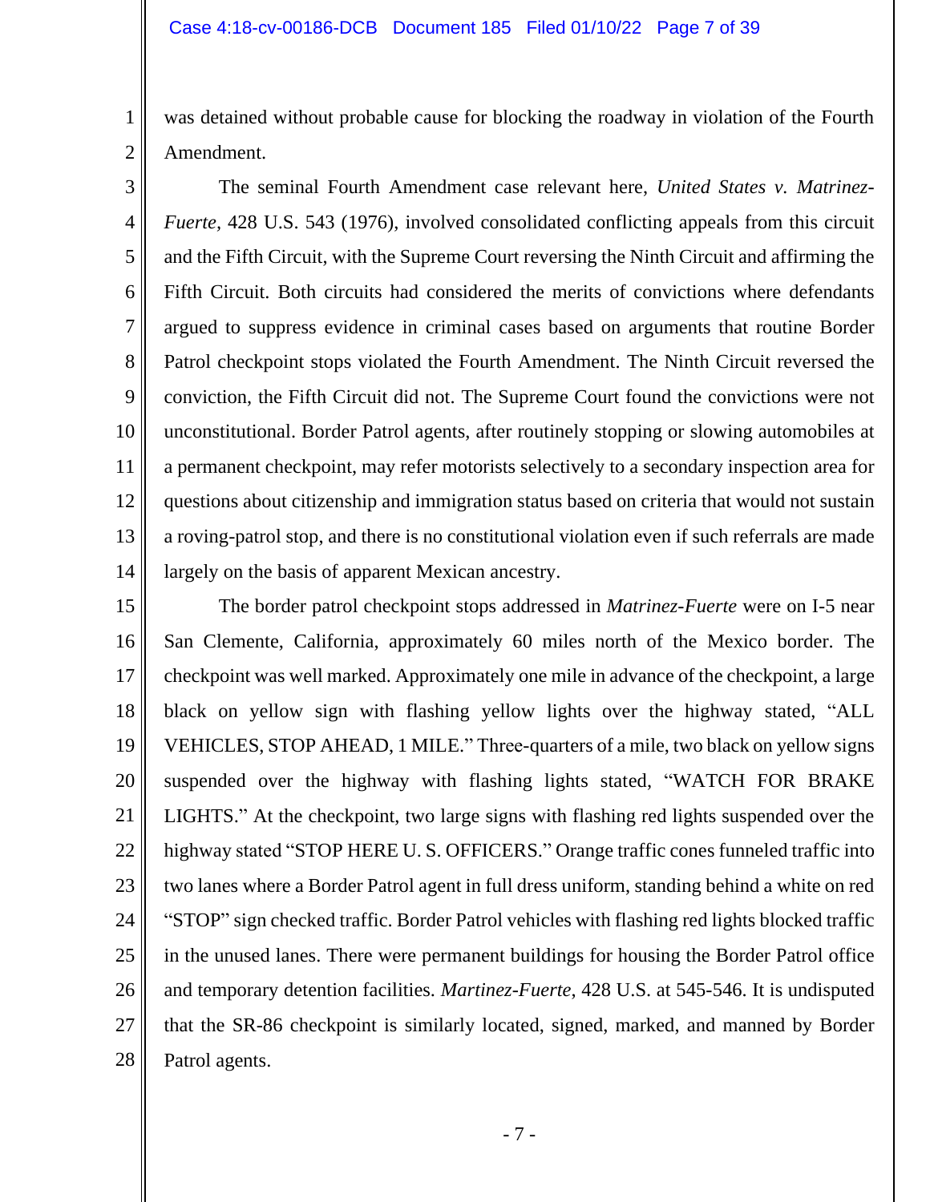was detained without probable cause for blocking the roadway in violation of the Fourth Amendment.

The seminal Fourth Amendment case relevant here, *United States v. Matrinez-Fuerte,* 428 U.S. 543 (1976), involved consolidated conflicting appeals from this circuit and the Fifth Circuit, with the Supreme Court reversing the Ninth Circuit and affirming the Fifth Circuit. Both circuits had considered the merits of convictions where defendants argued to suppress evidence in criminal cases based on arguments that routine Border Patrol checkpoint stops violated the Fourth Amendment. The Ninth Circuit reversed the conviction, the Fifth Circuit did not. The Supreme Court found the convictions were not unconstitutional. Border Patrol agents, after routinely stopping or slowing automobiles at a permanent checkpoint, may refer motorists selectively to a secondary inspection area for questions about citizenship and immigration status based on criteria that would not sustain a roving-patrol stop, and there is no constitutional violation even if such referrals are made largely on the basis of apparent Mexican ancestry.

The border patrol checkpoint stops addressed in *Matrinez-Fuerte* were on I-5 near San Clemente, California, approximately 60 miles north of the Mexico border. The checkpoint was well marked. Approximately one mile in advance of the checkpoint, a large black on yellow sign with flashing yellow lights over the highway stated, "ALL VEHICLES, STOP AHEAD, 1 MILE." Three-quarters of a mile, two black on yellow signs suspended over the highway with flashing lights stated, "WATCH FOR BRAKE LIGHTS." At the checkpoint, two large signs with flashing red lights suspended over the highway stated "STOP HERE U. S. OFFICERS." Orange traffic cones funneled traffic into two lanes where a Border Patrol agent in full dress uniform, standing behind a white on red "STOP" sign checked traffic. Border Patrol vehicles with flashing red lights blocked traffic in the unused lanes. There were permanent buildings for housing the Border Patrol office and temporary detention facilities. *Martinez-Fuerte*, 428 U.S. at 545-546. It is undisputed that the SR-86 checkpoint is similarly located, signed, marked, and manned by Border Patrol agents.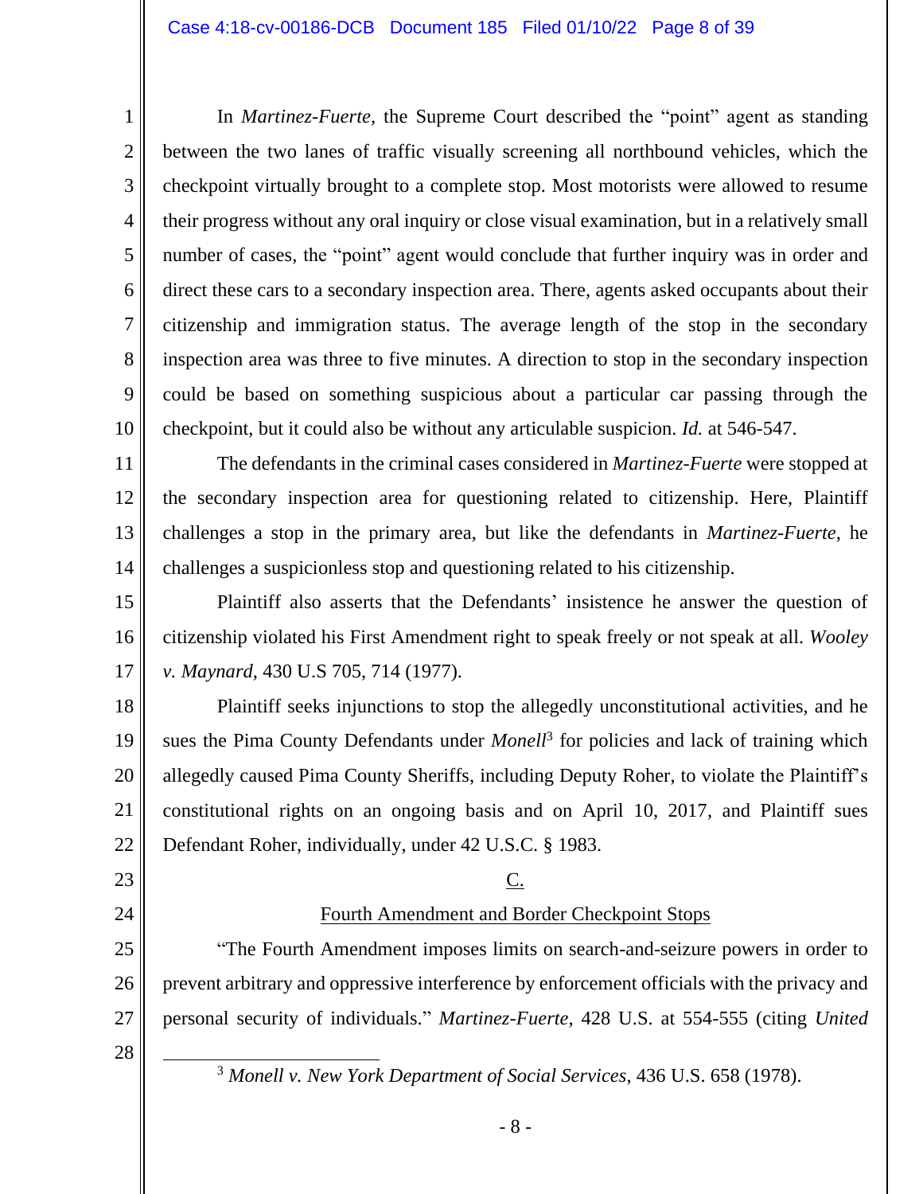In *Martinez-Fuerte,* the Supreme Court described the "point" agent as standing between the two lanes of traffic visually screening all northbound vehicles, which the checkpoint virtually brought to a complete stop. Most motorists were allowed to resume their progress without any oral inquiry or close visual examination, but in a relatively small number of cases, the "point" agent would conclude that further inquiry was in order and direct these cars to a secondary inspection area. There, agents asked occupants about their citizenship and immigration status. The average length of the stop in the secondary inspection area was three to five minutes. A direction to stop in the secondary inspection could be based on something suspicious about a particular car passing through the checkpoint, but it could also be without any articulable suspicion. *Id.* at 546-547.

The defendants in the criminal cases considered in *Martinez-Fuerte* were stopped at the secondary inspection area for questioning related to citizenship. Here, Plaintiff challenges a stop in the primary area, but like the defendants in *Martinez-Fuerte,* he challenges a suspicionless stop and questioning related to his citizenship.

Plaintiff also asserts that the Defendants' insistence he answer the question of citizenship violated his First Amendment right to speak freely or not speak at all. *Wooley v. Maynard,* 430 U.S 705, 714 (1977).

Plaintiff seeks injunctions to stop the allegedly unconstitutional activities, and he sues the Pima County Defendants under *Monell*[3] for policies and lack of training which allegedly caused Pima County Sheriffs, including Deputy Roher, to violate the Plaintiff's constitutional rights on an ongoing basis and on April 10, 2017, and Plaintiff sues Defendant Roher, individually, under 42 U.S.C. § 1983.

## C.

## Fourth Amendment and Border Checkpoint Stops

"The Fourth Amendment imposes limits on search-and-seizure powers in order to prevent arbitrary and oppressive interference by enforcement officials with the privacy and personal security of individuals." *Martinez-Fuerte*, 428 U.S. at 554-555 (citing *United*

---

[3] *Monell v. New York Department of Social Services*, 436 U.S. 658 (1978).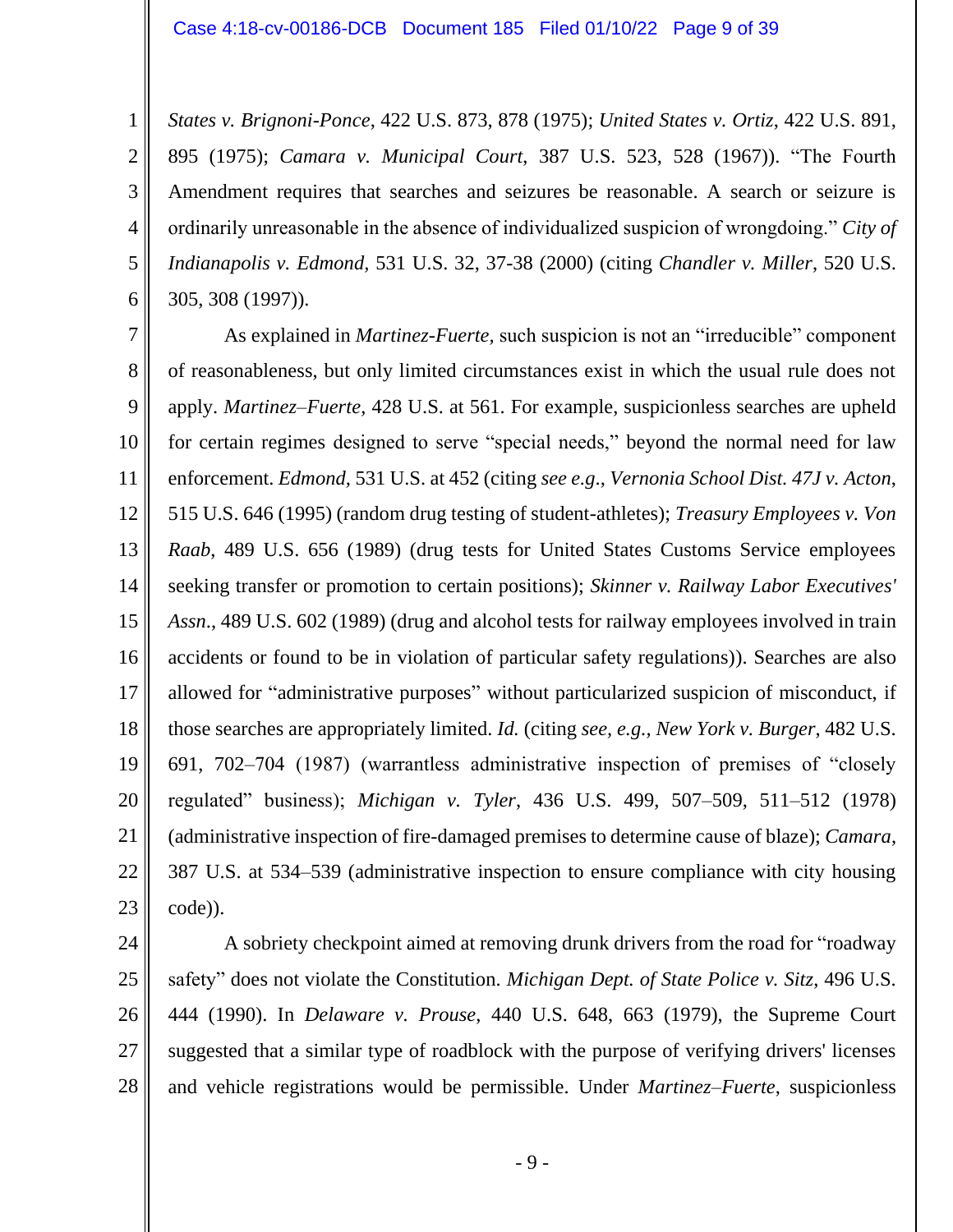*States v. Brignoni-Ponce*, 422 U.S. 873, 878 (1975); *United States v. Ortiz*, 422 U.S. 891, 895 (1975); *Camara v. Municipal Court*, 387 U.S. 523, 528 (1967)). "The Fourth Amendment requires that searches and seizures be reasonable. A search or seizure is ordinarily unreasonable in the absence of individualized suspicion of wrongdoing." *City of Indianapolis v. Edmond*, 531 U.S. 32, 37-38 (2000) (citing *Chandler v. Miller*, 520 U.S. 305, 308 (1997)).

As explained in *Martinez-Fuerte,* such suspicion is not an "irreducible" component of reasonableness, but only limited circumstances exist in which the usual rule does not apply. *Martinez–Fuerte*, 428 U.S. at 561. For example, suspicionless searches are upheld for certain regimes designed to serve "special needs," beyond the normal need for law enforcement. *Edmond,* 531 U.S. at 452 (citing *see e.g*., *Vernonia School Dist. 47J v. Acton*, 515 U.S. 646 (1995) (random drug testing of student-athletes); *Treasury Employees v. Von Raab*, 489 U.S. 656 (1989) (drug tests for United States Customs Service employees seeking transfer or promotion to certain positions); *Skinner v. Railway Labor Executives' Assn*., 489 U.S. 602 (1989) (drug and alcohol tests for railway employees involved in train accidents or found to be in violation of particular safety regulations)). Searches are also allowed for "administrative purposes" without particularized suspicion of misconduct, if those searches are appropriately limited. *Id.* (citing *see, e.g., New York v. Burger*, 482 U.S. 691, 702–704 (1987) (warrantless administrative inspection of premises of "closely regulated" business); *Michigan v. Tyler*, 436 U.S. 499, 507–509, 511–512 (1978) (administrative inspection of fire-damaged premises to determine cause of blaze); *Camara*, 387 U.S. at 534–539 (administrative inspection to ensure compliance with city housing code)).

A sobriety checkpoint aimed at removing drunk drivers from the road for "roadway safety" does not violate the Constitution. *Michigan Dept. of State Police v. Sitz,* 496 U.S. 444 (1990). In *Delaware v. Prouse*, 440 U.S. 648, 663 (1979), the Supreme Court suggested that a similar type of roadblock with the purpose of verifying drivers' licenses and vehicle registrations would be permissible. Under *Martinez–Fuerte*, suspicionless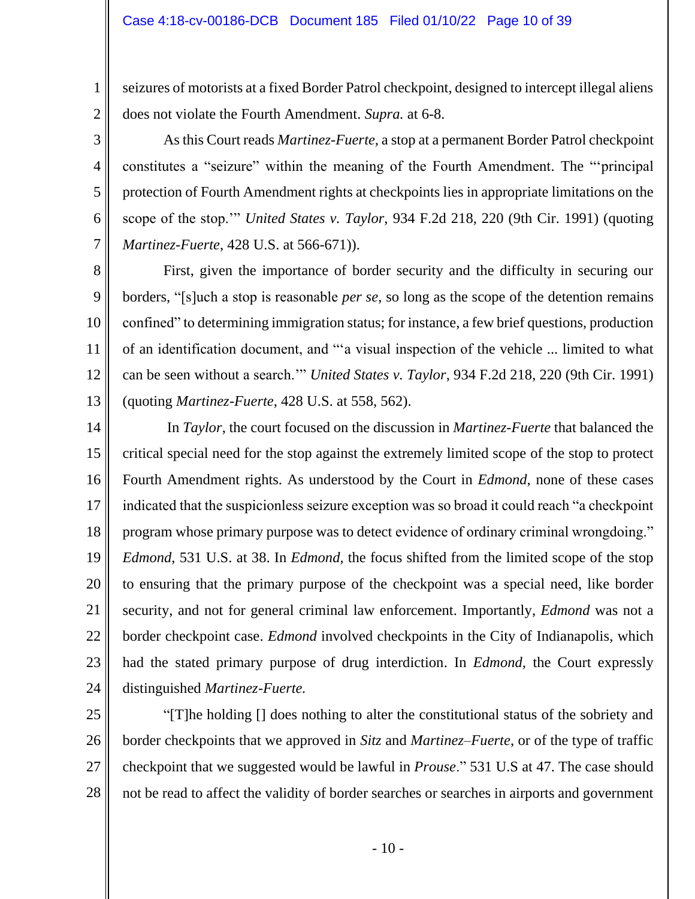seizures of motorists at a fixed Border Patrol checkpoint, designed to intercept illegal aliens does not violate the Fourth Amendment. *Supra.* at 6-8.

As this Court reads *Martinez-Fuerte,* a stop at a permanent Border Patrol checkpoint constitutes a "seizure" within the meaning of the Fourth Amendment. The "'principal protection of Fourth Amendment rights at checkpoints lies in appropriate limitations on the scope of the stop.'" *United States v. Taylor,* 934 F.2d 218, 220 (9th Cir. 1991) (quoting *Martinez-Fuerte*, 428 U.S. at 566-671)).

First, given the importance of border security and the difficulty in securing our borders, "[s]uch a stop is reasonable *per se*, so long as the scope of the detention remains confined" to determining immigration status; for instance, a few brief questions, production of an identification document, and "'a visual inspection of the vehicle ... limited to what can be seen without a search.'" *United States v. Taylor*, 934 F.2d 218, 220 (9th Cir. 1991) (quoting *Martinez-Fuerte,* 428 U.S. at 558, 562).

In *Taylor*, the court focused on the discussion in *Martinez-Fuerte* that balanced the critical special need for the stop against the extremely limited scope of the stop to protect Fourth Amendment rights. As understood by the Court in *Edmond,* none of these cases indicated that the suspicionless seizure exception was so broad it could reach "a checkpoint program whose primary purpose was to detect evidence of ordinary criminal wrongdoing." *Edmond,* 531 U.S. at 38. In *Edmond,* the focus shifted from the limited scope of the stop to ensuring that the primary purpose of the checkpoint was a special need, like border security, and not for general criminal law enforcement. Importantly, *Edmond* was not a border checkpoint case. *Edmond* involved checkpoints in the City of Indianapolis, which had the stated primary purpose of drug interdiction. In *Edmond,* the Court expressly distinguished *Martinez-Fuerte.*

"[T]he holding [] does nothing to alter the constitutional status of the sobriety and border checkpoints that we approved in *Sitz* and *Martinez–Fuerte*, or of the type of traffic checkpoint that we suggested would be lawful in *Prouse*." 531 U.S at 47. The case should not be read to affect the validity of border searches or searches in airports and government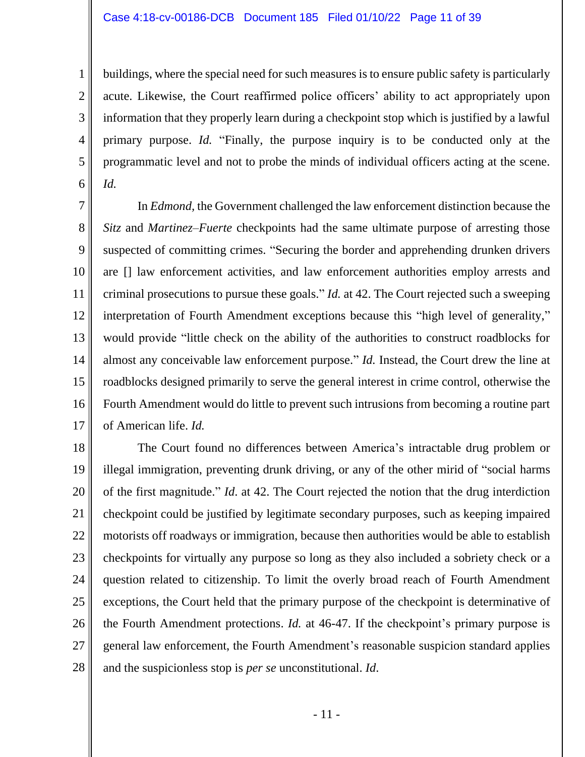buildings, where the special need for such measures is to ensure public safety is particularly acute. Likewise, the Court reaffirmed police officers' ability to act appropriately upon information that they properly learn during a checkpoint stop which is justified by a lawful primary purpose. *Id.* "Finally, the purpose inquiry is to be conducted only at the programmatic level and not to probe the minds of individual officers acting at the scene. *Id.*

In *Edmond,* the Government challenged the law enforcement distinction because the *Sitz* and *Martinez–Fuerte* checkpoints had the same ultimate purpose of arresting those suspected of committing crimes. "Securing the border and apprehending drunken drivers are [] law enforcement activities, and law enforcement authorities employ arrests and criminal prosecutions to pursue these goals." *Id.* at 42. The Court rejected such a sweeping interpretation of Fourth Amendment exceptions because this "high level of generality," would provide "little check on the ability of the authorities to construct roadblocks for almost any conceivable law enforcement purpose." *Id.* Instead, the Court drew the line at roadblocks designed primarily to serve the general interest in crime control, otherwise the Fourth Amendment would do little to prevent such intrusions from becoming a routine part of American life. *Id.*

The Court found no differences between America's intractable drug problem or illegal immigration, preventing drunk driving, or any of the other mirid of "social harms of the first magnitude." *Id.* at 42. The Court rejected the notion that the drug interdiction checkpoint could be justified by legitimate secondary purposes, such as keeping impaired motorists off roadways or immigration, because then authorities would be able to establish checkpoints for virtually any purpose so long as they also included a sobriety check or a question related to citizenship. To limit the overly broad reach of Fourth Amendment exceptions, the Court held that the primary purpose of the checkpoint is determinative of the Fourth Amendment protections. *Id.* at 46-47. If the checkpoint's primary purpose is general law enforcement, the Fourth Amendment's reasonable suspicion standard applies and the suspicionless stop is *per se* unconstitutional. *Id.*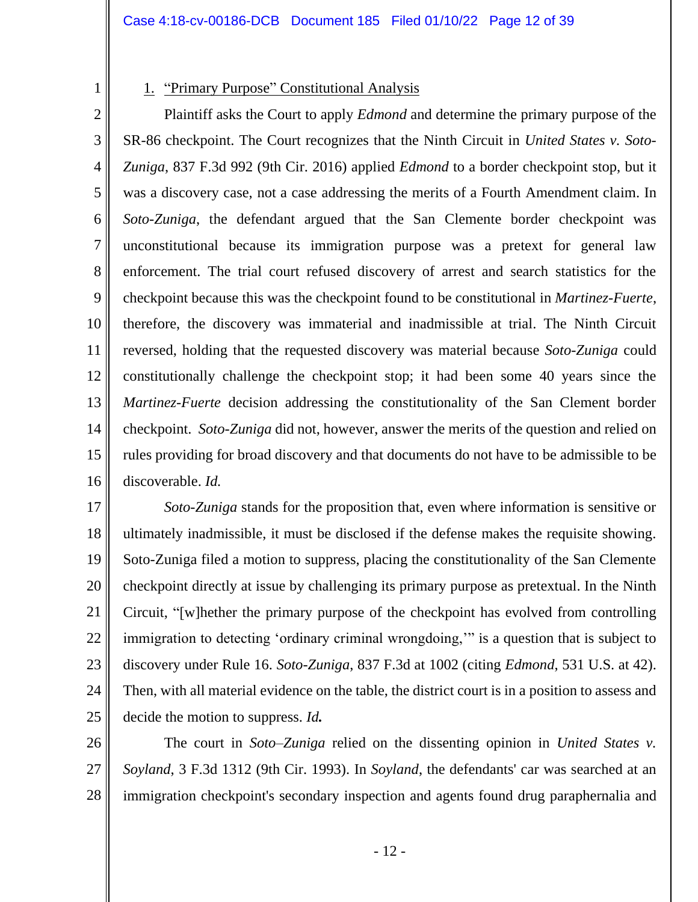1. <u>"Primary Purpose" Constitutional Analysis</u>

Plaintiff asks the Court to apply *Edmond* and determine the primary purpose of the SR-86 checkpoint. The Court recognizes that the Ninth Circuit in *United States v. Soto-Zuniga*, 837 F.3d 992 (9th Cir. 2016) applied *Edmond* to a border checkpoint stop, but it was a discovery case, not a case addressing the merits of a Fourth Amendment claim. In *Soto-Zuniga*, the defendant argued that the San Clemente border checkpoint was unconstitutional because its immigration purpose was a pretext for general law enforcement. The trial court refused discovery of arrest and search statistics for the checkpoint because this was the checkpoint found to be constitutional in *Martinez-Fuerte*, therefore, the discovery was immaterial and inadmissible at trial. The Ninth Circuit reversed, holding that the requested discovery was material because *Soto-Zuniga* could constitutionally challenge the checkpoint stop; it had been some 40 years since the *Martinez-Fuerte* decision addressing the constitutionality of the San Clement border checkpoint. *Soto-Zuniga* did not, however, answer the merits of the question and relied on rules providing for broad discovery and that documents do not have to be admissible to be discoverable. *Id.*

*Soto-Zuniga* stands for the proposition that, even where information is sensitive or ultimately inadmissible, it must be disclosed if the defense makes the requisite showing. Soto-Zuniga filed a motion to suppress, placing the constitutionality of the San Clemente checkpoint directly at issue by challenging its primary purpose as pretextual. In the Ninth Circuit, "[w]hether the primary purpose of the checkpoint has evolved from controlling immigration to detecting 'ordinary criminal wrongdoing,'" is a question that is subject to discovery under Rule 16. *Soto-Zuniga*, 837 F.3d at 1002 (citing *Edmond*, 531 U.S. at 42). Then, with all material evidence on the table, the district court is in a position to assess and decide the motion to suppress. ***Id.***

The court in *Soto–Zuniga* relied on the dissenting opinion in *United States v. Soyland*, 3 F.3d 1312 (9th Cir. 1993). In *Soyland*, the defendants' car was searched at an immigration checkpoint's secondary inspection and agents found drug paraphernalia and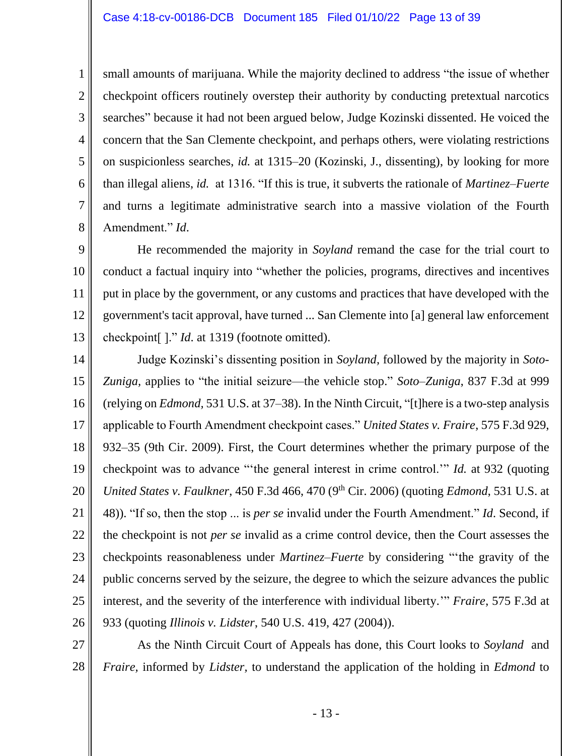small amounts of marijuana. While the majority declined to address "the issue of whether checkpoint officers routinely overstep their authority by conducting pretextual narcotics searches" because it had not been argued below, Judge Kozinski dissented. He voiced the concern that the San Clemente checkpoint, and perhaps others, were violating restrictions on suspicionless searches, *id.* at 1315–20 (Kozinski, J., dissenting), by looking for more than illegal aliens, *id.* at 1316. "If this is true, it subverts the rationale of *Martinez–Fuerte* and turns a legitimate administrative search into a massive violation of the Fourth Amendment." *Id*.

He recommended the majority in *Soyland* remand the case for the trial court to conduct a factual inquiry into "whether the policies, programs, directives and incentives put in place by the government, or any customs and practices that have developed with the government's tacit approval, have turned ... San Clemente into [a] general law enforcement checkpoint[ ]." *Id*. at 1319 (footnote omitted).

Judge Kozinski's dissenting position in *Soyland*, followed by the majority in *Soto-Zuniga*, applies to "the initial seizure—the vehicle stop." *Soto–Zuniga*, 837 F.3d at 999 (relying on *Edmond*, 531 U.S. at 37–38). In the Ninth Circuit, "[t]here is a two-step analysis applicable to Fourth Amendment checkpoint cases." *United States v. Fraire*, 575 F.3d 929, 932–35 (9th Cir. 2009). First, the Court determines whether the primary purpose of the checkpoint was to advance "'the general interest in crime control.'" *Id.* at 932 (quoting *United States v. Faulkner*, 450 F.3d 466, 470 (9th Cir. 2006) (quoting *Edmond*, 531 U.S. at 48)). "If so, then the stop ... is *per se* invalid under the Fourth Amendment." *Id*. Second, if the checkpoint is not *per se* invalid as a crime control device, then the Court assesses the checkpoints reasonableness under *Martinez–Fuerte* by considering "'the gravity of the public concerns served by the seizure, the degree to which the seizure advances the public interest, and the severity of the interference with individual liberty.'" *Fraire*, 575 F.3d at 933 (quoting *Illinois v. Lidster*, 540 U.S. 419, 427 (2004)).

As the Ninth Circuit Court of Appeals has done, this Court looks to *Soyland* and *Fraire*, informed by *Lidster*, to understand the application of the holding in *Edmond* to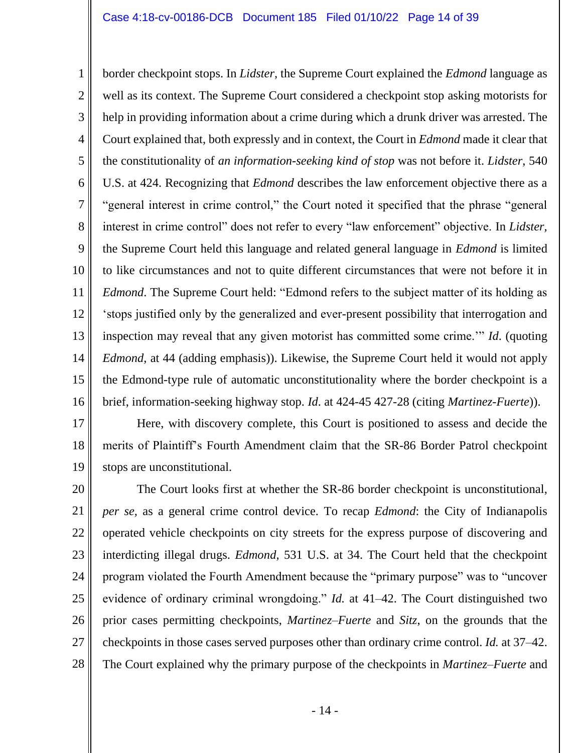border checkpoint stops. In *Lidster,* the Supreme Court explained the *Edmond* language as well as its context. The Supreme Court considered a checkpoint stop asking motorists for help in providing information about a crime during which a drunk driver was arrested. The Court explained that, both expressly and in context, the Court in *Edmond* made it clear that the constitutionality of *an information-seeking kind of stop* was not before it. *Lidster*, 540 U.S. at 424. Recognizing that *Edmond* describes the law enforcement objective there as a "general interest in crime control," the Court noted it specified that the phrase "general interest in crime control" does not refer to every "law enforcement" objective. In *Lidster,* the Supreme Court held this language and related general language in *Edmond* is limited to like circumstances and not to quite different circumstances that were not before it in *Edmond*. The Supreme Court held: "Edmond refers to the subject matter of its holding as 'stops justified only by the generalized and ever-present possibility that interrogation and inspection may reveal that any given motorist has committed some crime.'" *Id*. (quoting *Edmond*, at 44 (adding emphasis)). Likewise, the Supreme Court held it would not apply the Edmond-type rule of automatic unconstitutionality where the border checkpoint is a brief, information-seeking highway stop. *Id*. at 424-45 427-28 (citing *Martinez-Fuerte*)).

Here, with discovery complete, this Court is positioned to assess and decide the merits of Plaintiff's Fourth Amendment claim that the SR-86 Border Patrol checkpoint stops are unconstitutional.

The Court looks first at whether the SR-86 border checkpoint is unconstitutional, *per se,* as a general crime control device. To recap *Edmond*: the City of Indianapolis operated vehicle checkpoints on city streets for the express purpose of discovering and interdicting illegal drugs. *Edmond,* 531 U.S. at 34. The Court held that the checkpoint program violated the Fourth Amendment because the "primary purpose" was to "uncover evidence of ordinary criminal wrongdoing." *Id.* at 41–42. The Court distinguished two prior cases permitting checkpoints, *Martinez–Fuerte* and *Sitz*, on the grounds that the checkpoints in those cases served purposes other than ordinary crime control. *Id.* at 37–42. The Court explained why the primary purpose of the checkpoints in *Martinez–Fuerte* and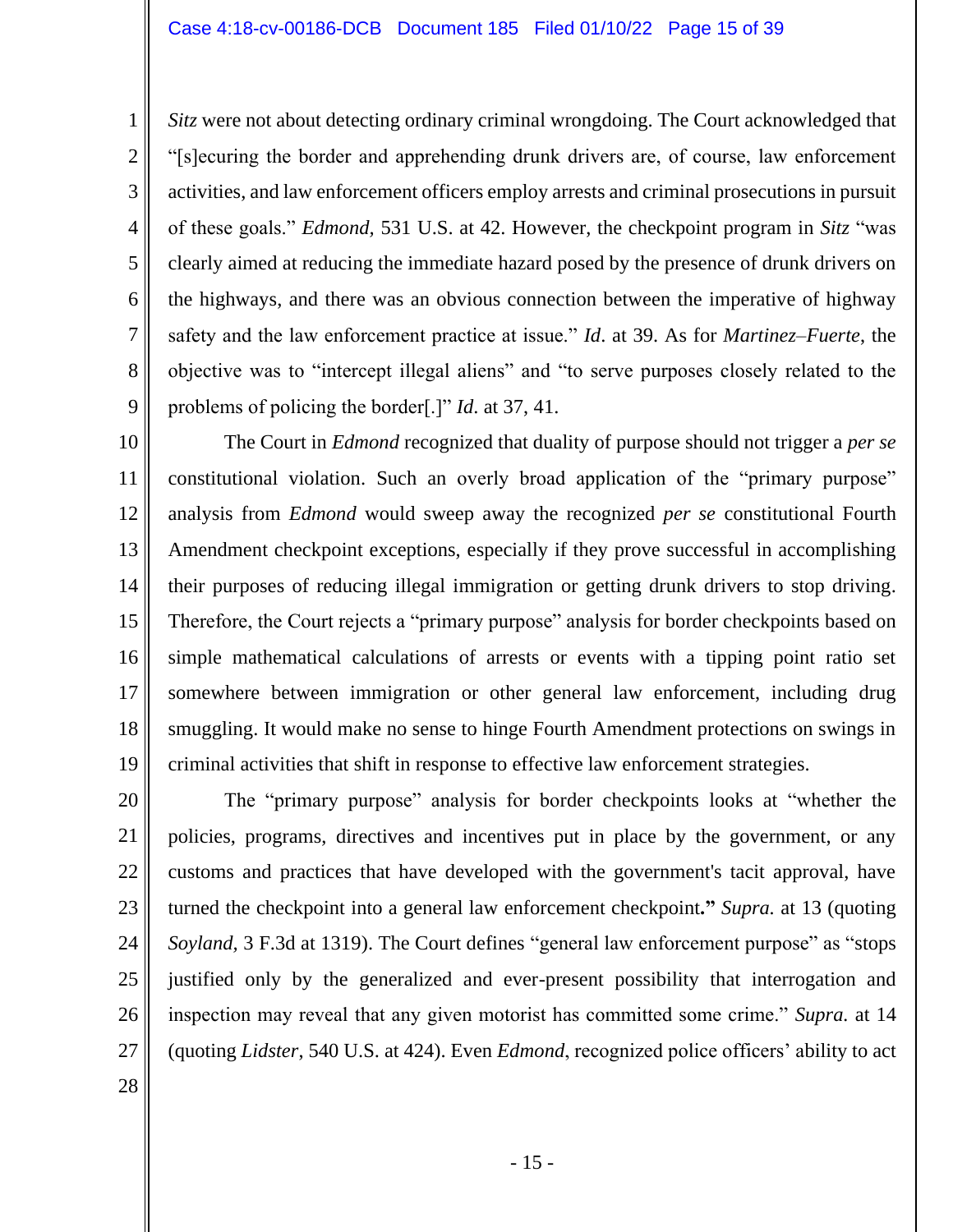*Sitz* were not about detecting ordinary criminal wrongdoing. The Court acknowledged that "[s]ecuring the border and apprehending drunk drivers are, of course, law enforcement activities, and law enforcement officers employ arrests and criminal prosecutions in pursuit of these goals." *Edmond*, 531 U.S. at 42. However, the checkpoint program in *Sitz* "was clearly aimed at reducing the immediate hazard posed by the presence of drunk drivers on the highways, and there was an obvious connection between the imperative of highway safety and the law enforcement practice at issue." *Id*. at 39. As for *Martinez–Fuerte*, the objective was to "intercept illegal aliens" and "to serve purposes closely related to the problems of policing the border[.]" *Id.* at 37, 41.

The Court in *Edmond* recognized that duality of purpose should not trigger a *per se* constitutional violation. Such an overly broad application of the "primary purpose" analysis from *Edmond* would sweep away the recognized *per se* constitutional Fourth Amendment checkpoint exceptions, especially if they prove successful in accomplishing their purposes of reducing illegal immigration or getting drunk drivers to stop driving. Therefore, the Court rejects a "primary purpose" analysis for border checkpoints based on simple mathematical calculations of arrests or events with a tipping point ratio set somewhere between immigration or other general law enforcement, including drug smuggling. It would make no sense to hinge Fourth Amendment protections on swings in criminal activities that shift in response to effective law enforcement strategies.

The "primary purpose" analysis for border checkpoints looks at "whether the policies, programs, directives and incentives put in place by the government, or any customs and practices that have developed with the government's tacit approval, have turned the checkpoint into a general law enforcement checkpoint**."** *Supra.* at 13 (quoting *Soyland*, 3 F.3d at 1319). The Court defines "general law enforcement purpose" as "stops justified only by the generalized and ever-present possibility that interrogation and inspection may reveal that any given motorist has committed some crime." *Supra.* at 14 (quoting *Lidster*, 540 U.S. at 424). Even *Edmond*, recognized police officers' ability to act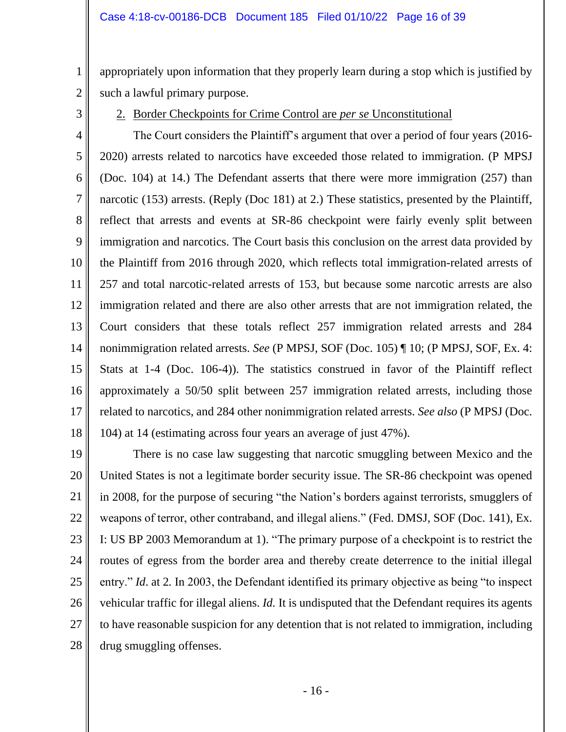appropriately upon information that they properly learn during a stop which is justified by such a lawful primary purpose.

2. Border Checkpoints for Crime Control are *per se* Unconstitutional

The Court considers the Plaintiff's argument that over a period of four years (2016-2020) arrests related to narcotics have exceeded those related to immigration. (P MPSJ (Doc. 104) at 14.) The Defendant asserts that there were more immigration (257) than narcotic (153) arrests. (Reply (Doc 181) at 2.) These statistics, presented by the Plaintiff, reflect that arrests and events at SR-86 checkpoint were fairly evenly split between immigration and narcotics. The Court basis this conclusion on the arrest data provided by the Plaintiff from 2016 through 2020, which reflects total immigration-related arrests of 257 and total narcotic-related arrests of 153, but because some narcotic arrests are also immigration related and there are also other arrests that are not immigration related, the Court considers that these totals reflect 257 immigration related arrests and 284 nonimmigration related arrests. *See* (P MPSJ, SOF (Doc. 105) ¶ 10; (P MPSJ, SOF, Ex. 4: Stats at 1-4 (Doc. 106-4)). The statistics construed in favor of the Plaintiff reflect approximately a 50/50 split between 257 immigration related arrests, including those related to narcotics, and 284 other nonimmigration related arrests. *See also* (P MPSJ (Doc. 104) at 14 (estimating across four years an average of just 47%).

There is no case law suggesting that narcotic smuggling between Mexico and the United States is not a legitimate border security issue. The SR-86 checkpoint was opened in 2008, for the purpose of securing "the Nation's borders against terrorists, smugglers of weapons of terror, other contraband, and illegal aliens." (Fed. DMSJ, SOF (Doc. 141), Ex. I: US BP 2003 Memorandum at 1). "The primary purpose of a checkpoint is to restrict the routes of egress from the border area and thereby create deterrence to the initial illegal entry." *Id*. at 2. In 2003, the Defendant identified its primary objective as being "to inspect vehicular traffic for illegal aliens. *Id.* It is undisputed that the Defendant requires its agents to have reasonable suspicion for any detention that is not related to immigration, including drug smuggling offenses.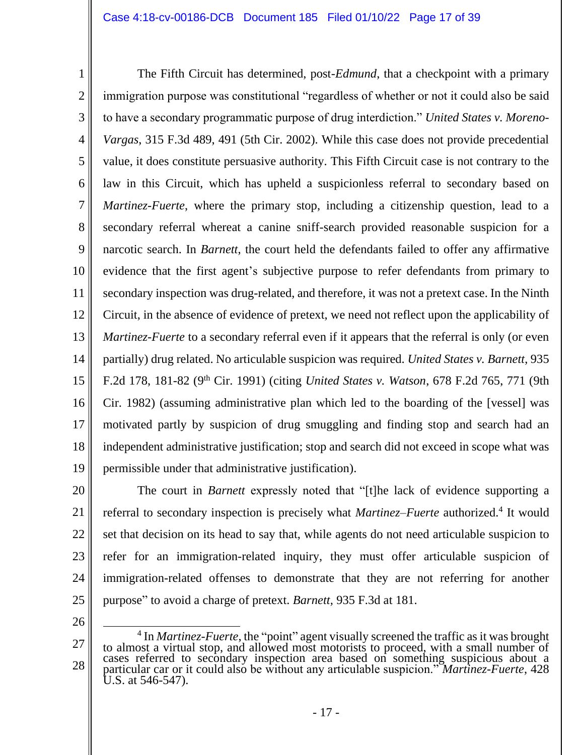The Fifth Circuit has determined, post-*Edmund*, that a checkpoint with a primary immigration purpose was constitutional "regardless of whether or not it could also be said to have a secondary programmatic purpose of drug interdiction." *United States v. Moreno-Vargas*, 315 F.3d 489, 491 (5th Cir. 2002). While this case does not provide precedential value, it does constitute persuasive authority. This Fifth Circuit case is not contrary to the law in this Circuit, which has upheld a suspicionless referral to secondary based on *Martinez-Fuerte*, where the primary stop, including a citizenship question, lead to a secondary referral whereat a canine sniff-search provided reasonable suspicion for a narcotic search. In *Barnett*, the court held the defendants failed to offer any affirmative evidence that the first agent's subjective purpose to refer defendants from primary to secondary inspection was drug-related, and therefore, it was not a pretext case. In the Ninth Circuit, in the absence of evidence of pretext, we need not reflect upon the applicability of *Martinez-Fuerte* to a secondary referral even if it appears that the referral is only (or even partially) drug related. No articulable suspicion was required. *United States v. Barnett*, 935 F.2d 178, 181-82 (9th Cir. 1991) (citing *United States v. Watson*, 678 F.2d 765, 771 (9th Cir. 1982) (assuming administrative plan which led to the boarding of the [vessel] was motivated partly by suspicion of drug smuggling and finding stop and search had an independent administrative justification; stop and search did not exceed in scope what was permissible under that administrative justification).

The court in *Barnett* expressly noted that "[t]he lack of evidence supporting a referral to secondary inspection is precisely what *Martinez–Fuerte* authorized.[4] It would set that decision on its head to say that, while agents do not need articulable suspicion to refer for an immigration-related inquiry, they must offer articulable suspicion of immigration-related offenses to demonstrate that they are not referring for another purpose" to avoid a charge of pretext. *Barnett,* 935 F.3d at 181.

---

[4] In *Martinez-Fuerte,* the "point" agent visually screened the traffic as it was brought to almost a virtual stop, and allowed most motorists to proceed, with a small number of cases referred to secondary inspection area based on something suspicious about a particular car or it could also be without any articulable suspicion." *Martinez-Fuerte*, 428 U.S. at 546-547).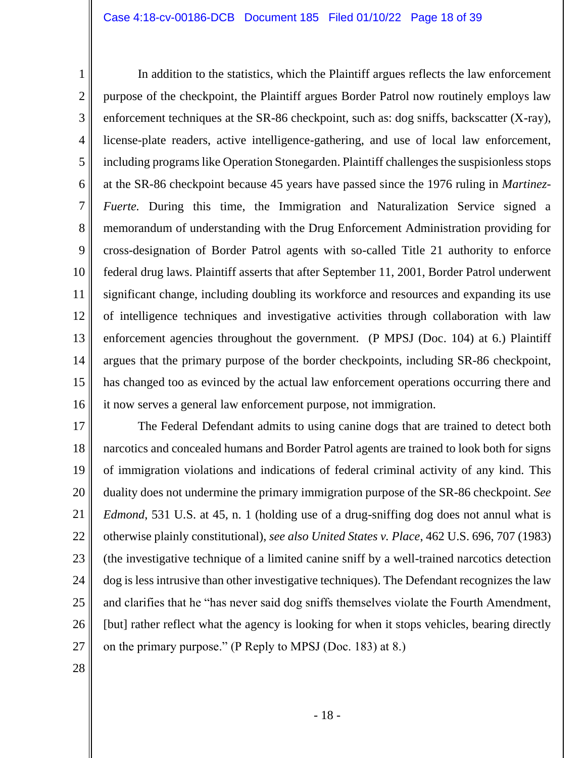In addition to the statistics, which the Plaintiff argues reflects the law enforcement purpose of the checkpoint, the Plaintiff argues Border Patrol now routinely employs law enforcement techniques at the SR-86 checkpoint, such as: dog sniffs, backscatter (X-ray), license-plate readers, active intelligence-gathering, and use of local law enforcement, including programs like Operation Stonegarden. Plaintiff challenges the suspisionless stops at the SR-86 checkpoint because 45 years have passed since the 1976 ruling in *Martinez-Fuerte.* During this time, the Immigration and Naturalization Service signed a memorandum of understanding with the Drug Enforcement Administration providing for cross-designation of Border Patrol agents with so-called Title 21 authority to enforce federal drug laws. Plaintiff asserts that after September 11, 2001, Border Patrol underwent significant change, including doubling its workforce and resources and expanding its use of intelligence techniques and investigative activities through collaboration with law enforcement agencies throughout the government. (P MPSJ (Doc. 104) at 6.) Plaintiff argues that the primary purpose of the border checkpoints, including SR-86 checkpoint, has changed too as evinced by the actual law enforcement operations occurring there and it now serves a general law enforcement purpose, not immigration.

The Federal Defendant admits to using canine dogs that are trained to detect both narcotics and concealed humans and Border Patrol agents are trained to look both for signs of immigration violations and indications of federal criminal activity of any kind. This duality does not undermine the primary immigration purpose of the SR-86 checkpoint. *See Edmond*, 531 U.S. at 45, n. 1 (holding use of a drug-sniffing dog does not annul what is otherwise plainly constitutional), *see also United States v. Place*, 462 U.S. 696, 707 (1983) (the investigative technique of a limited canine sniff by a well-trained narcotics detection dog is less intrusive than other investigative techniques). The Defendant recognizes the law and clarifies that he "has never said dog sniffs themselves violate the Fourth Amendment, [but] rather reflect what the agency is looking for when it stops vehicles, bearing directly on the primary purpose." (P Reply to MPSJ (Doc. 183) at 8.)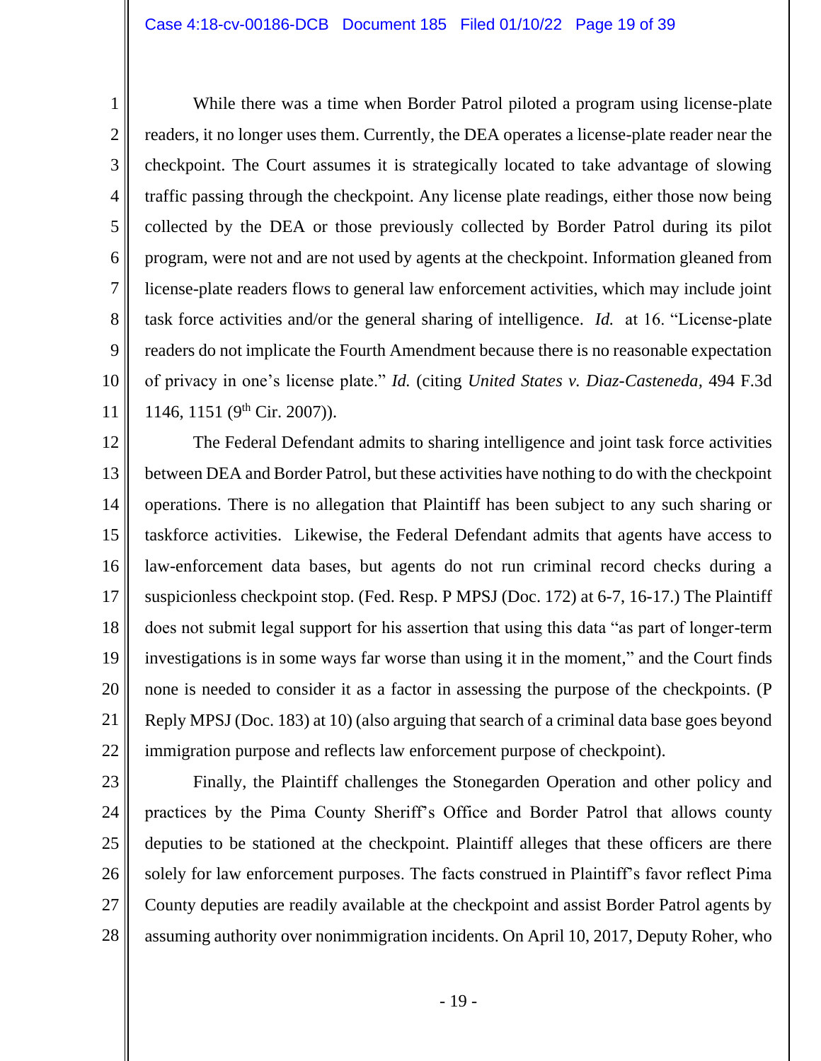While there was a time when Border Patrol piloted a program using license-plate readers, it no longer uses them. Currently, the DEA operates a license-plate reader near the checkpoint. The Court assumes it is strategically located to take advantage of slowing traffic passing through the checkpoint. Any license plate readings, either those now being collected by the DEA or those previously collected by Border Patrol during its pilot program, were not and are not used by agents at the checkpoint. Information gleaned from license-plate readers flows to general law enforcement activities, which may include joint task force activities and/or the general sharing of intelligence. *Id.* at 16. "License-plate readers do not implicate the Fourth Amendment because there is no reasonable expectation of privacy in one's license plate." *Id.* (citing *United States v. Diaz-Casteneda,* 494 F.3d 1146, 1151 (9th Cir. 2007)).

The Federal Defendant admits to sharing intelligence and joint task force activities between DEA and Border Patrol, but these activities have nothing to do with the checkpoint operations. There is no allegation that Plaintiff has been subject to any such sharing or taskforce activities. Likewise, the Federal Defendant admits that agents have access to law-enforcement data bases, but agents do not run criminal record checks during a suspicionless checkpoint stop. (Fed. Resp. P MPSJ (Doc. 172) at 6-7, 16-17.) The Plaintiff does not submit legal support for his assertion that using this data "as part of longer-term investigations is in some ways far worse than using it in the moment," and the Court finds none is needed to consider it as a factor in assessing the purpose of the checkpoints. (P Reply MPSJ (Doc. 183) at 10) (also arguing that search of a criminal data base goes beyond immigration purpose and reflects law enforcement purpose of checkpoint).

Finally, the Plaintiff challenges the Stonegarden Operation and other policy and practices by the Pima County Sheriff's Office and Border Patrol that allows county deputies to be stationed at the checkpoint. Plaintiff alleges that these officers are there solely for law enforcement purposes. The facts construed in Plaintiff's favor reflect Pima County deputies are readily available at the checkpoint and assist Border Patrol agents by assuming authority over nonimmigration incidents. On April 10, 2017, Deputy Roher, who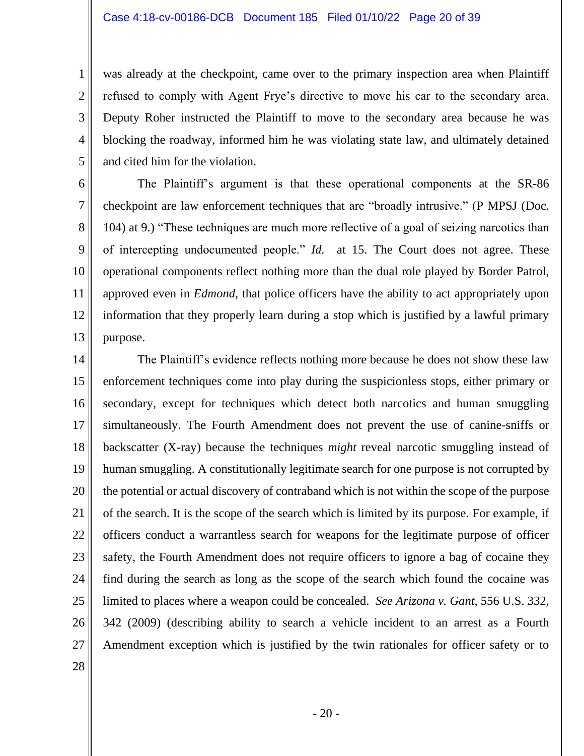was already at the checkpoint, came over to the primary inspection area when Plaintiff refused to comply with Agent Frye's directive to move his car to the secondary area. Deputy Roher instructed the Plaintiff to move to the secondary area because he was blocking the roadway, informed him he was violating state law, and ultimately detained and cited him for the violation.

The Plaintiff's argument is that these operational components at the SR-86 checkpoint are law enforcement techniques that are "broadly intrusive." (P MPSJ (Doc. 104) at 9.) "These techniques are much more reflective of a goal of seizing narcotics than of intercepting undocumented people." *Id.* at 15. The Court does not agree. These operational components reflect nothing more than the dual role played by Border Patrol, approved even in *Edmond,* that police officers have the ability to act appropriately upon information that they properly learn during a stop which is justified by a lawful primary purpose.

The Plaintiff's evidence reflects nothing more because he does not show these law enforcement techniques come into play during the suspicionless stops, either primary or secondary, except for techniques which detect both narcotics and human smuggling simultaneously. The Fourth Amendment does not prevent the use of canine-sniffs or backscatter (X-ray) because the techniques *might* reveal narcotic smuggling instead of human smuggling. A constitutionally legitimate search for one purpose is not corrupted by the potential or actual discovery of contraband which is not within the scope of the purpose of the search. It is the scope of the search which is limited by its purpose. For example, if officers conduct a warrantless search for weapons for the legitimate purpose of officer safety, the Fourth Amendment does not require officers to ignore a bag of cocaine they find during the search as long as the scope of the search which found the cocaine was limited to places where a weapon could be concealed. *See Arizona v. Gant*, 556 U.S. 332, 342 (2009) (describing ability to search a vehicle incident to an arrest as a Fourth Amendment exception which is justified by the twin rationales for officer safety or to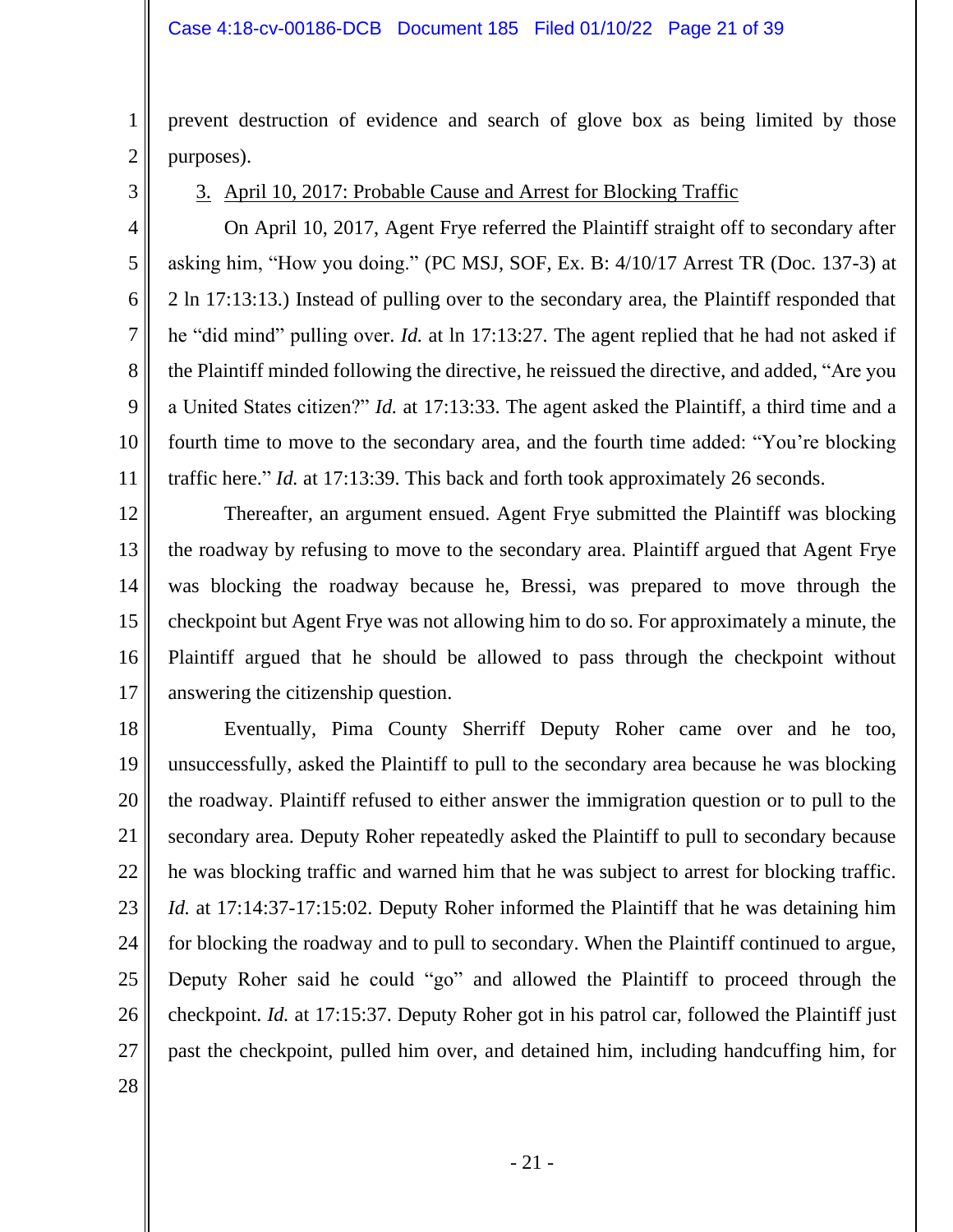prevent destruction of evidence and search of glove box as being limited by those purposes).

3. <u>April 10, 2017: Probable Cause and Arrest for Blocking Traffic</u>

On April 10, 2017, Agent Frye referred the Plaintiff straight off to secondary after asking him, "How you doing." (PC MSJ, SOF, Ex. B: 4/10/17 Arrest TR (Doc. 137-3) at 2 ln 17:13:13.) Instead of pulling over to the secondary area, the Plaintiff responded that he "did mind" pulling over. *Id.* at ln 17:13:27. The agent replied that he had not asked if the Plaintiff minded following the directive, he reissued the directive, and added, "Are you a United States citizen?" *Id.* at 17:13:33. The agent asked the Plaintiff, a third time and a fourth time to move to the secondary area, and the fourth time added: "You're blocking traffic here." *Id.* at 17:13:39. This back and forth took approximately 26 seconds.

Thereafter, an argument ensued. Agent Frye submitted the Plaintiff was blocking the roadway by refusing to move to the secondary area. Plaintiff argued that Agent Frye was blocking the roadway because he, Bressi, was prepared to move through the checkpoint but Agent Frye was not allowing him to do so. For approximately a minute, the Plaintiff argued that he should be allowed to pass through the checkpoint without answering the citizenship question.

Eventually, Pima County Sherriff Deputy Roher came over and he too, unsuccessfully, asked the Plaintiff to pull to the secondary area because he was blocking the roadway. Plaintiff refused to either answer the immigration question or to pull to the secondary area. Deputy Roher repeatedly asked the Plaintiff to pull to secondary because he was blocking traffic and warned him that he was subject to arrest for blocking traffic. *Id.* at 17:14:37-17:15:02. Deputy Roher informed the Plaintiff that he was detaining him for blocking the roadway and to pull to secondary. When the Plaintiff continued to argue, Deputy Roher said he could "go" and allowed the Plaintiff to proceed through the checkpoint. *Id.* at 17:15:37. Deputy Roher got in his patrol car, followed the Plaintiff just past the checkpoint, pulled him over, and detained him, including handcuffing him, for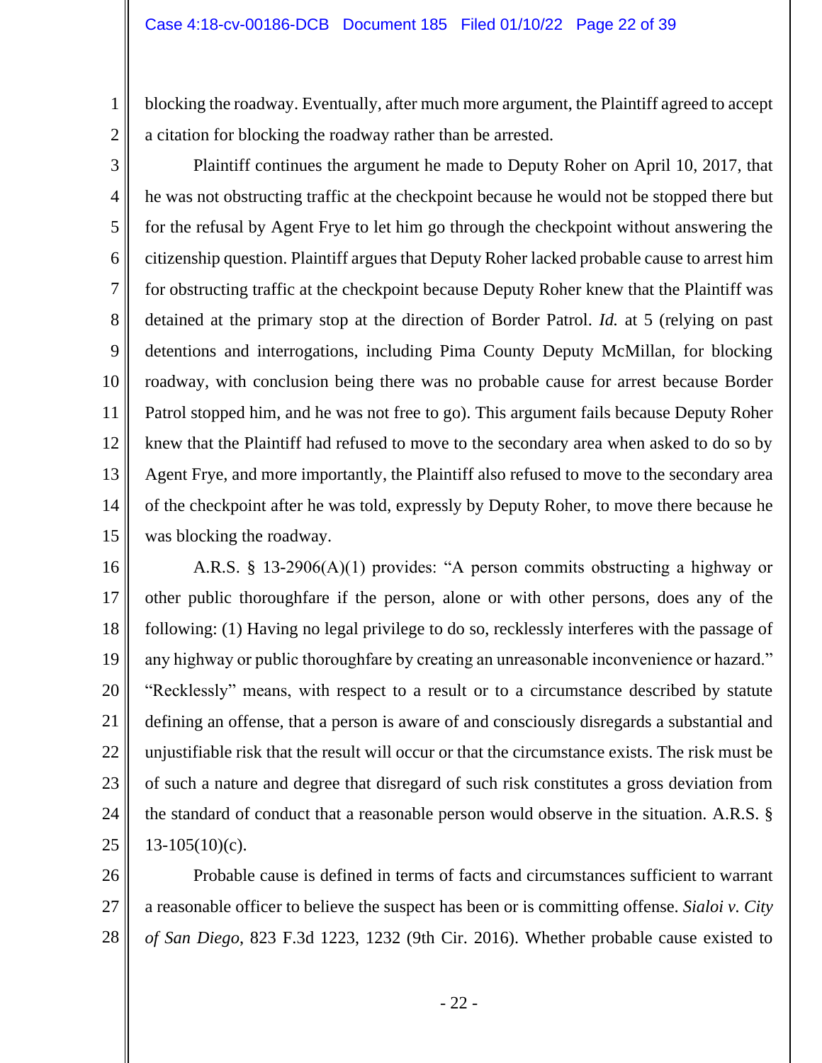blocking the roadway. Eventually, after much more argument, the Plaintiff agreed to accept a citation for blocking the roadway rather than be arrested.

Plaintiff continues the argument he made to Deputy Roher on April 10, 2017, that he was not obstructing traffic at the checkpoint because he would not be stopped there but for the refusal by Agent Frye to let him go through the checkpoint without answering the citizenship question. Plaintiff argues that Deputy Roher lacked probable cause to arrest him for obstructing traffic at the checkpoint because Deputy Roher knew that the Plaintiff was detained at the primary stop at the direction of Border Patrol. *Id.* at 5 (relying on past detentions and interrogations, including Pima County Deputy McMillan, for blocking roadway, with conclusion being there was no probable cause for arrest because Border Patrol stopped him, and he was not free to go). This argument fails because Deputy Roher knew that the Plaintiff had refused to move to the secondary area when asked to do so by Agent Frye, and more importantly, the Plaintiff also refused to move to the secondary area of the checkpoint after he was told, expressly by Deputy Roher, to move there because he was blocking the roadway.

A.R.S. § 13-2906(A)(1) provides: "A person commits obstructing a highway or other public thoroughfare if the person, alone or with other persons, does any of the following: (1) Having no legal privilege to do so, recklessly interferes with the passage of any highway or public thoroughfare by creating an unreasonable inconvenience or hazard." "Recklessly" means, with respect to a result or to a circumstance described by statute defining an offense, that a person is aware of and consciously disregards a substantial and unjustifiable risk that the result will occur or that the circumstance exists. The risk must be of such a nature and degree that disregard of such risk constitutes a gross deviation from the standard of conduct that a reasonable person would observe in the situation. A.R.S. § 13-105(10)(c).

Probable cause is defined in terms of facts and circumstances sufficient to warrant a reasonable officer to believe the suspect has been or is committing offense. *Sialoi v. City of San Diego*, 823 F.3d 1223, 1232 (9th Cir. 2016). Whether probable cause existed to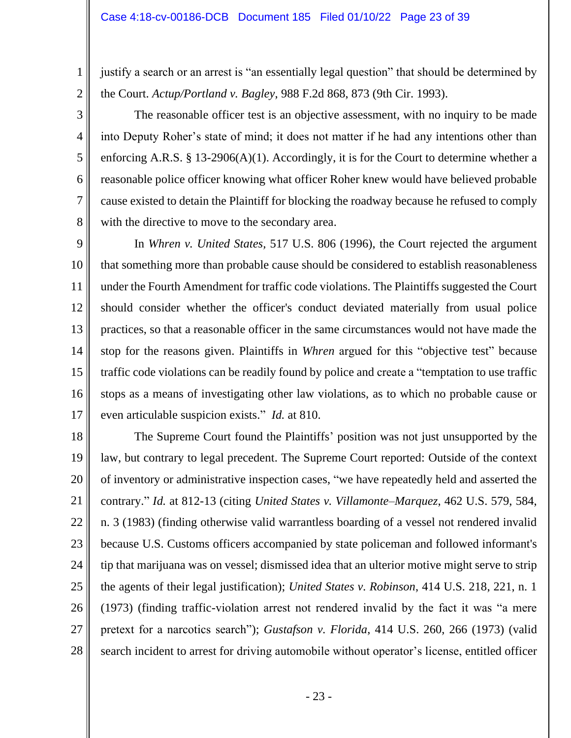justify a search or an arrest is "an essentially legal question" that should be determined by the Court. *Actup/Portland v. Bagley*, 988 F.2d 868, 873 (9th Cir. 1993).

The reasonable officer test is an objective assessment, with no inquiry to be made into Deputy Roher's state of mind; it does not matter if he had any intentions other than enforcing A.R.S. § 13-2906(A)(1). Accordingly, it is for the Court to determine whether a reasonable police officer knowing what officer Roher knew would have believed probable cause existed to detain the Plaintiff for blocking the roadway because he refused to comply with the directive to move to the secondary area.

In *Whren v. United States*, 517 U.S. 806 (1996), the Court rejected the argument that something more than probable cause should be considered to establish reasonableness under the Fourth Amendment for traffic code violations. The Plaintiffs suggested the Court should consider whether the officer's conduct deviated materially from usual police practices, so that a reasonable officer in the same circumstances would not have made the stop for the reasons given. Plaintiffs in *Whren* argued for this "objective test" because traffic code violations can be readily found by police and create a "temptation to use traffic stops as a means of investigating other law violations, as to which no probable cause or even articulable suspicion exists." *Id.* at 810.

The Supreme Court found the Plaintiffs' position was not just unsupported by the law, but contrary to legal precedent. The Supreme Court reported: Outside of the context of inventory or administrative inspection cases, "we have repeatedly held and asserted the contrary." *Id.* at 812-13 (citing *United States v. Villamonte–Marquez*, 462 U.S. 579, 584, n. 3 (1983) (finding otherwise valid warrantless boarding of a vessel not rendered invalid because U.S. Customs officers accompanied by state policeman and followed informant's tip that marijuana was on vessel; dismissed idea that an ulterior motive might serve to strip the agents of their legal justification); *United States v. Robinson*, 414 U.S. 218, 221, n. 1 (1973) (finding traffic-violation arrest not rendered invalid by the fact it was "a mere pretext for a narcotics search"); *Gustafson v. Florida*, 414 U.S. 260, 266 (1973) (valid search incident to arrest for driving automobile without operator's license, entitled officer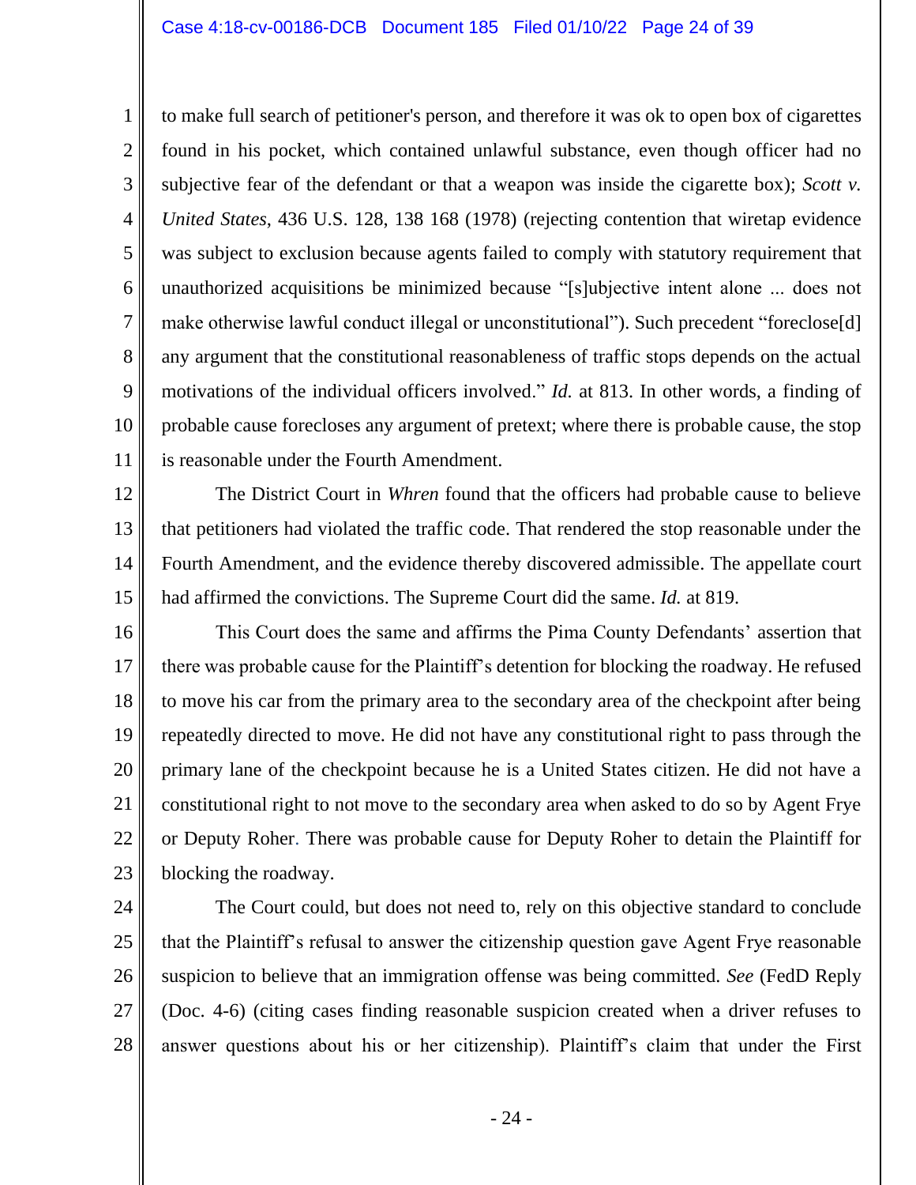to make full search of petitioner's person, and therefore it was ok to open box of cigarettes found in his pocket, which contained unlawful substance, even though officer had no subjective fear of the defendant or that a weapon was inside the cigarette box); *Scott v. United States*, 436 U.S. 128, 138 168 (1978) (rejecting contention that wiretap evidence was subject to exclusion because agents failed to comply with statutory requirement that unauthorized acquisitions be minimized because "[s]ubjective intent alone ... does not make otherwise lawful conduct illegal or unconstitutional"). Such precedent "foreclose[d] any argument that the constitutional reasonableness of traffic stops depends on the actual motivations of the individual officers involved." *Id.* at 813. In other words, a finding of probable cause forecloses any argument of pretext; where there is probable cause, the stop is reasonable under the Fourth Amendment.

The District Court in *Whren* found that the officers had probable cause to believe that petitioners had violated the traffic code. That rendered the stop reasonable under the Fourth Amendment, and the evidence thereby discovered admissible. The appellate court had affirmed the convictions. The Supreme Court did the same. *Id.* at 819.

This Court does the same and affirms the Pima County Defendants' assertion that there was probable cause for the Plaintiff's detention for blocking the roadway. He refused to move his car from the primary area to the secondary area of the checkpoint after being repeatedly directed to move. He did not have any constitutional right to pass through the primary lane of the checkpoint because he is a United States citizen. He did not have a constitutional right to not move to the secondary area when asked to do so by Agent Frye or Deputy Roher. There was probable cause for Deputy Roher to detain the Plaintiff for blocking the roadway.

The Court could, but does not need to, rely on this objective standard to conclude that the Plaintiff's refusal to answer the citizenship question gave Agent Frye reasonable suspicion to believe that an immigration offense was being committed. *See* (FedD Reply (Doc. 4-6) (citing cases finding reasonable suspicion created when a driver refuses to answer questions about his or her citizenship). Plaintiff's claim that under the First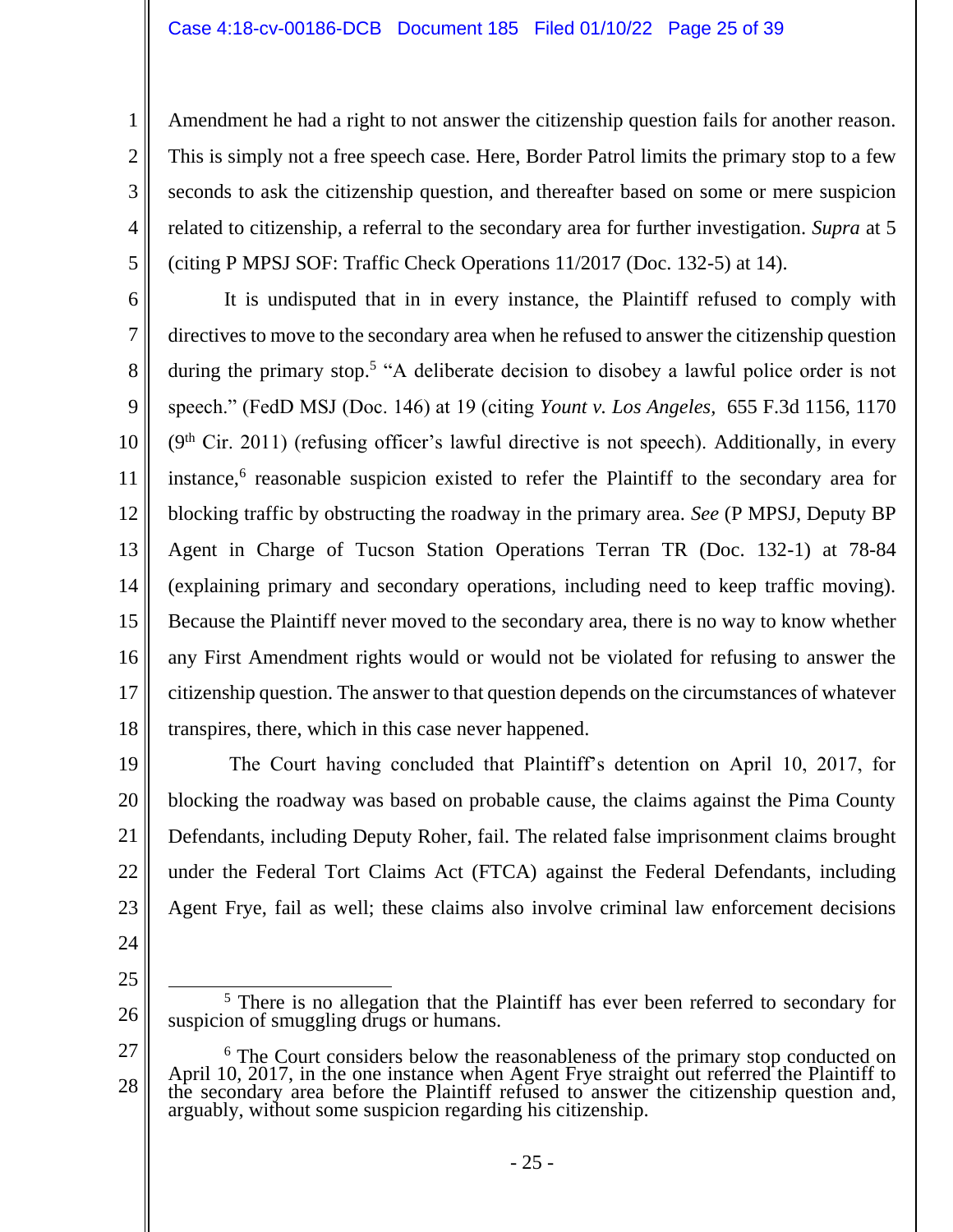Amendment he had a right to not answer the citizenship question fails for another reason. This is simply not a free speech case. Here, Border Patrol limits the primary stop to a few seconds to ask the citizenship question, and thereafter based on some or mere suspicion related to citizenship, a referral to the secondary area for further investigation. *Supra* at 5 (citing P MPSJ SOF: Traffic Check Operations 11/2017 (Doc. 132-5) at 14).

It is undisputed that in in every instance, the Plaintiff refused to comply with directives to move to the secondary area when he refused to answer the citizenship question during the primary stop.[5] "A deliberate decision to disobey a lawful police order is not speech." (FedD MSJ (Doc. 146) at 19 (citing *Yount v. Los Angeles*, 655 F.3d 1156, 1170 (9th Cir. 2011) (refusing officer's lawful directive is not speech). Additionally, in every instance,[6] reasonable suspicion existed to refer the Plaintiff to the secondary area for blocking traffic by obstructing the roadway in the primary area. *See* (P MPSJ, Deputy BP Agent in Charge of Tucson Station Operations Terran TR (Doc. 132-1) at 78-84 (explaining primary and secondary operations, including need to keep traffic moving). Because the Plaintiff never moved to the secondary area, there is no way to know whether any First Amendment rights would or would not be violated for refusing to answer the citizenship question. The answer to that question depends on the circumstances of whatever transpires, there, which in this case never happened.

The Court having concluded that Plaintiff's detention on April 10, 2017, for blocking the roadway was based on probable cause, the claims against the Pima County Defendants, including Deputy Roher, fail. The related false imprisonment claims brought under the Federal Tort Claims Act (FTCA) against the Federal Defendants, including Agent Frye, fail as well; these claims also involve criminal law enforcement decisions

---

[5] There is no allegation that the Plaintiff has ever been referred to secondary for suspicion of smuggling drugs or humans.

[6] The Court considers below the reasonableness of the primary stop conducted on April 10, 2017, in the one instance when Agent Frye straight out referred the Plaintiff to the secondary area before the Plaintiff refused to answer the citizenship question and, arguably, without some suspicion regarding his citizenship.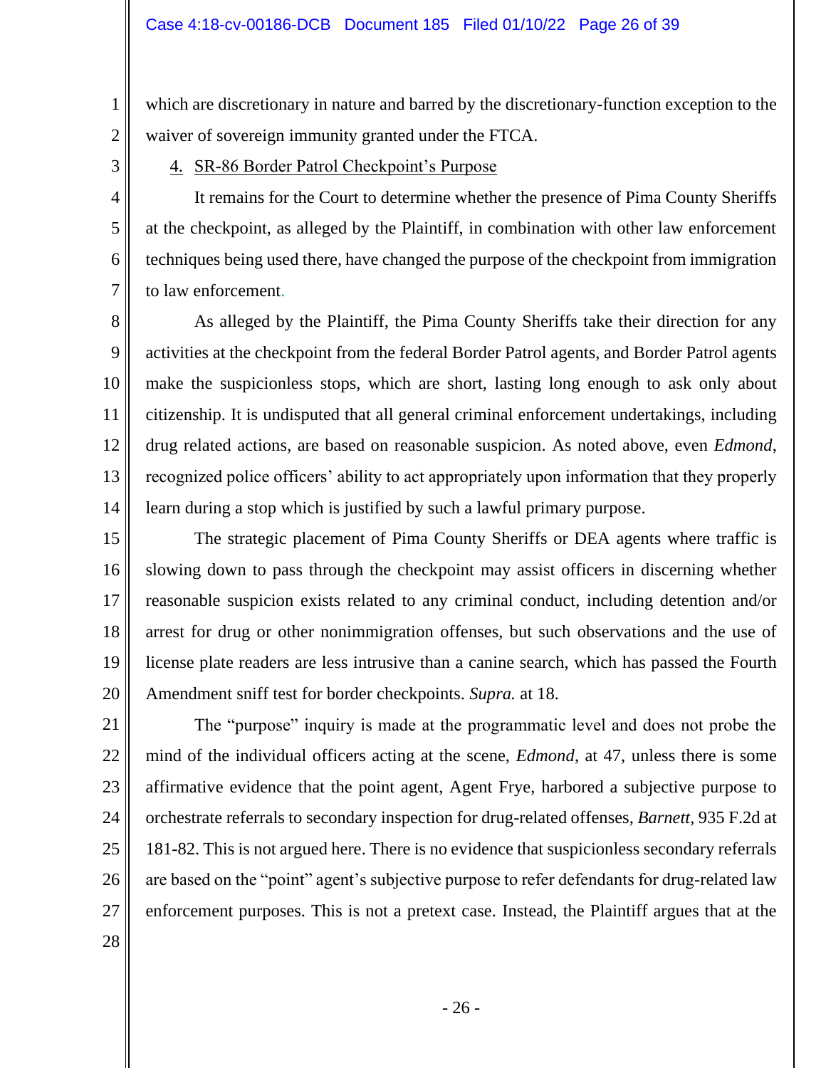which are discretionary in nature and barred by the discretionary-function exception to the waiver of sovereign immunity granted under the FTCA.

4. SR-86 Border Patrol Checkpoint's Purpose

It remains for the Court to determine whether the presence of Pima County Sheriffs at the checkpoint, as alleged by the Plaintiff, in combination with other law enforcement techniques being used there, have changed the purpose of the checkpoint from immigration to law enforcement.

As alleged by the Plaintiff, the Pima County Sheriffs take their direction for any activities at the checkpoint from the federal Border Patrol agents, and Border Patrol agents make the suspicionless stops, which are short, lasting long enough to ask only about citizenship. It is undisputed that all general criminal enforcement undertakings, including drug related actions, are based on reasonable suspicion. As noted above, even *Edmond*, recognized police officers' ability to act appropriately upon information that they properly learn during a stop which is justified by such a lawful primary purpose.

The strategic placement of Pima County Sheriffs or DEA agents where traffic is slowing down to pass through the checkpoint may assist officers in discerning whether reasonable suspicion exists related to any criminal conduct, including detention and/or arrest for drug or other nonimmigration offenses, but such observations and the use of license plate readers are less intrusive than a canine search, which has passed the Fourth Amendment sniff test for border checkpoints. *Supra.* at 18.

The "purpose" inquiry is made at the programmatic level and does not probe the mind of the individual officers acting at the scene, *Edmond*, at 47, unless there is some affirmative evidence that the point agent, Agent Frye, harbored a subjective purpose to orchestrate referrals to secondary inspection for drug-related offenses, *Barnett*, 935 F.2d at 181-82. This is not argued here. There is no evidence that suspicionless secondary referrals are based on the "point" agent's subjective purpose to refer defendants for drug-related law enforcement purposes. This is not a pretext case. Instead, the Plaintiff argues that at the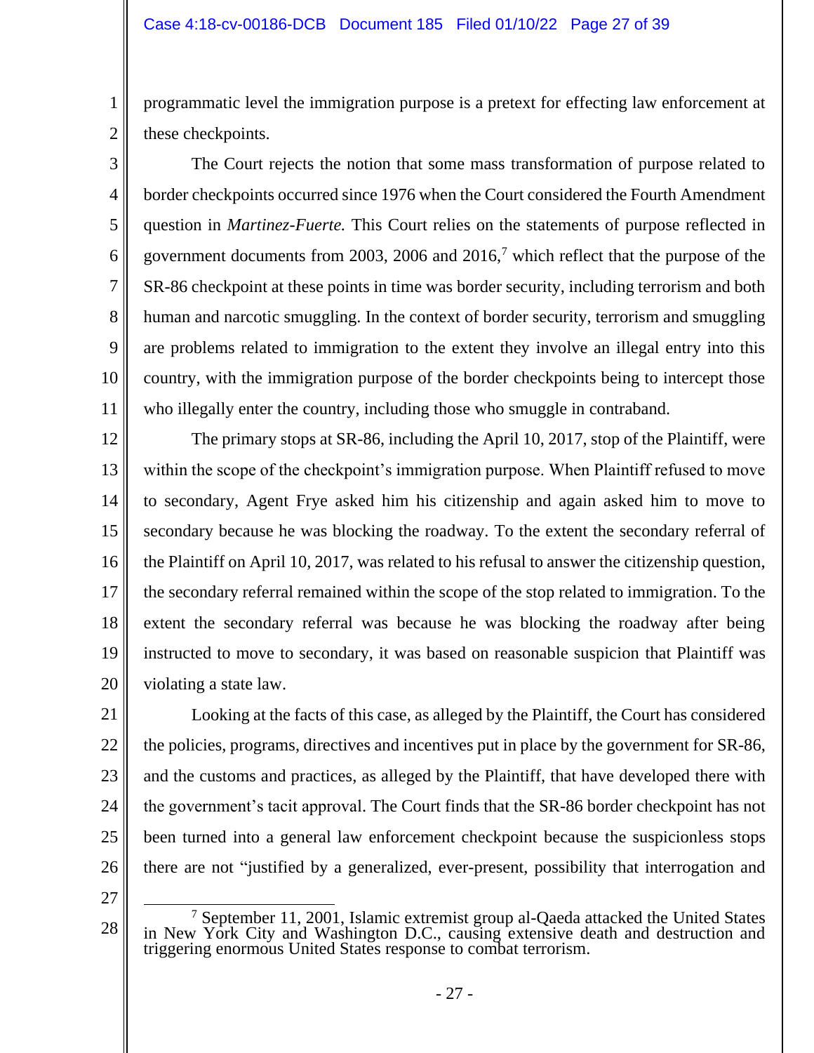programmatic level the immigration purpose is a pretext for effecting law enforcement at these checkpoints.

The Court rejects the notion that some mass transformation of purpose related to border checkpoints occurred since 1976 when the Court considered the Fourth Amendment question in *Martinez-Fuerte.* This Court relies on the statements of purpose reflected in government documents from 2003, 2006 and 2016,[7] which reflect that the purpose of the SR-86 checkpoint at these points in time was border security, including terrorism and both human and narcotic smuggling. In the context of border security, terrorism and smuggling are problems related to immigration to the extent they involve an illegal entry into this country, with the immigration purpose of the border checkpoints being to intercept those who illegally enter the country, including those who smuggle in contraband.

The primary stops at SR-86, including the April 10, 2017, stop of the Plaintiff, were within the scope of the checkpoint's immigration purpose. When Plaintiff refused to move to secondary, Agent Frye asked him his citizenship and again asked him to move to secondary because he was blocking the roadway. To the extent the secondary referral of the Plaintiff on April 10, 2017, was related to his refusal to answer the citizenship question, the secondary referral remained within the scope of the stop related to immigration. To the extent the secondary referral was because he was blocking the roadway after being instructed to move to secondary, it was based on reasonable suspicion that Plaintiff was violating a state law.

Looking at the facts of this case, as alleged by the Plaintiff, the Court has considered the policies, programs, directives and incentives put in place by the government for SR-86, and the customs and practices, as alleged by the Plaintiff, that have developed there with the government's tacit approval. The Court finds that the SR-86 border checkpoint has not been turned into a general law enforcement checkpoint because the suspicionless stops there are not "justified by a generalized, ever-present, possibility that interrogation and

---

[7] September 11, 2001, Islamic extremist group al-Qaeda attacked the United States in New York City and Washington D.C., causing extensive death and destruction and triggering enormous United States response to combat terrorism.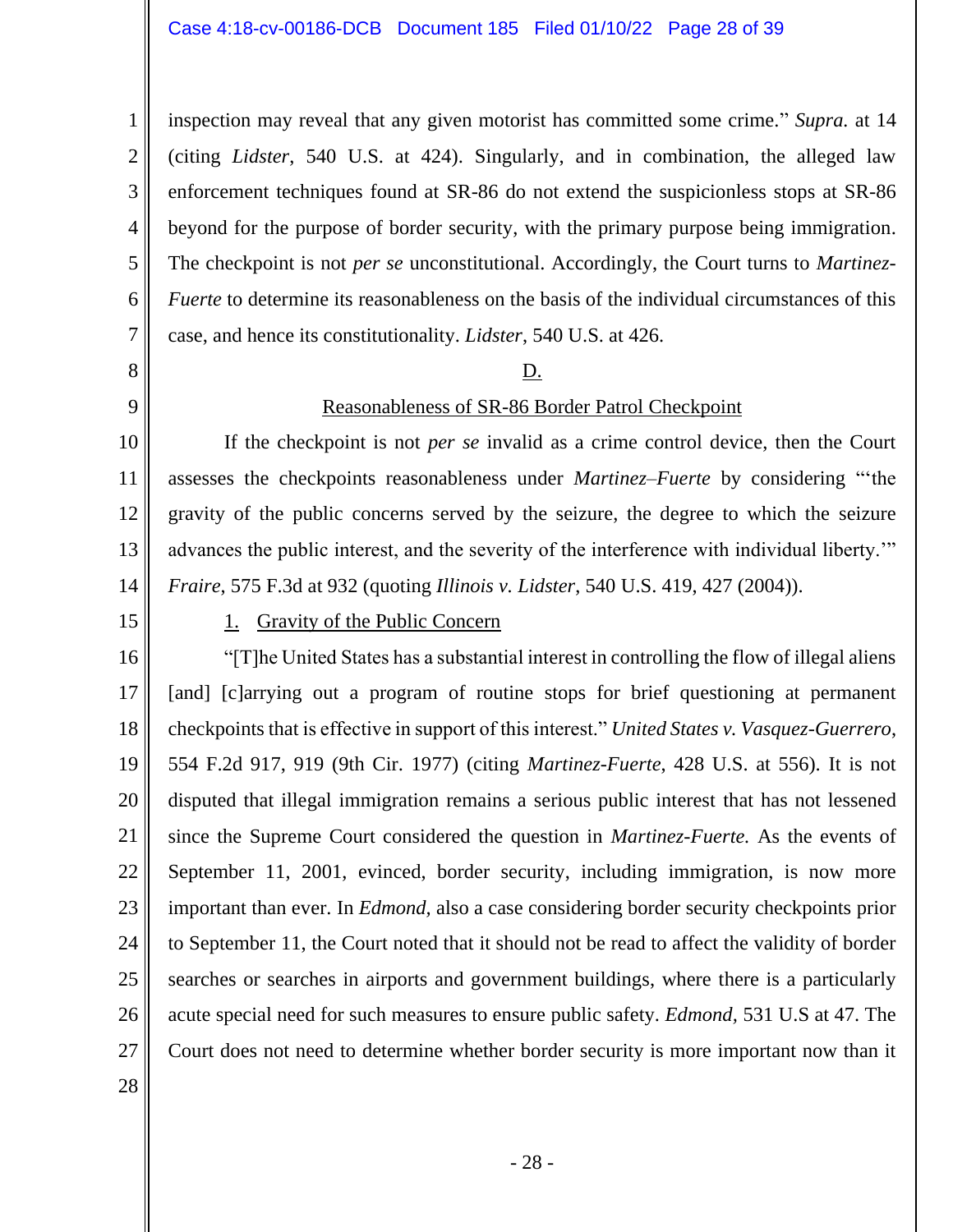inspection may reveal that any given motorist has committed some crime." *Supra.* at 14 (citing *Lidster*, 540 U.S. at 424). Singularly, and in combination, the alleged law enforcement techniques found at SR-86 do not extend the suspicionless stops at SR-86 beyond for the purpose of border security, with the primary purpose being immigration. The checkpoint is not *per se* unconstitutional. Accordingly, the Court turns to *Martinez-Fuerte* to determine its reasonableness on the basis of the individual circumstances of this case, and hence its constitutionality. *Lidster*, 540 U.S. at 426.

## D.

## Reasonableness of SR-86 Border Patrol Checkpoint

If the checkpoint is not *per se* invalid as a crime control device, then the Court assesses the checkpoints reasonableness under *Martinez–Fuerte* by considering "'the gravity of the public concerns served by the seizure, the degree to which the seizure advances the public interest, and the severity of the interference with individual liberty.'" *Fraire*, 575 F.3d at 932 (quoting *Illinois v. Lidster*, 540 U.S. 419, 427 (2004)).

### 1. Gravity of the Public Concern

"[T]he United States has a substantial interest in controlling the flow of illegal aliens [and] [c]arrying out a program of routine stops for brief questioning at permanent checkpoints that is effective in support of this interest." *United States v. Vasquez-Guerrero*, 554 F.2d 917, 919 (9th Cir. 1977) (citing *Martinez-Fuerte*, 428 U.S. at 556). It is not disputed that illegal immigration remains a serious public interest that has not lessened since the Supreme Court considered the question in *Martinez-Fuerte.* As the events of September 11, 2001, evinced, border security, including immigration, is now more important than ever. In *Edmond*, also a case considering border security checkpoints prior to September 11, the Court noted that it should not be read to affect the validity of border searches or searches in airports and government buildings, where there is a particularly acute special need for such measures to ensure public safety. *Edmond*, 531 U.S at 47. The Court does not need to determine whether border security is more important now than it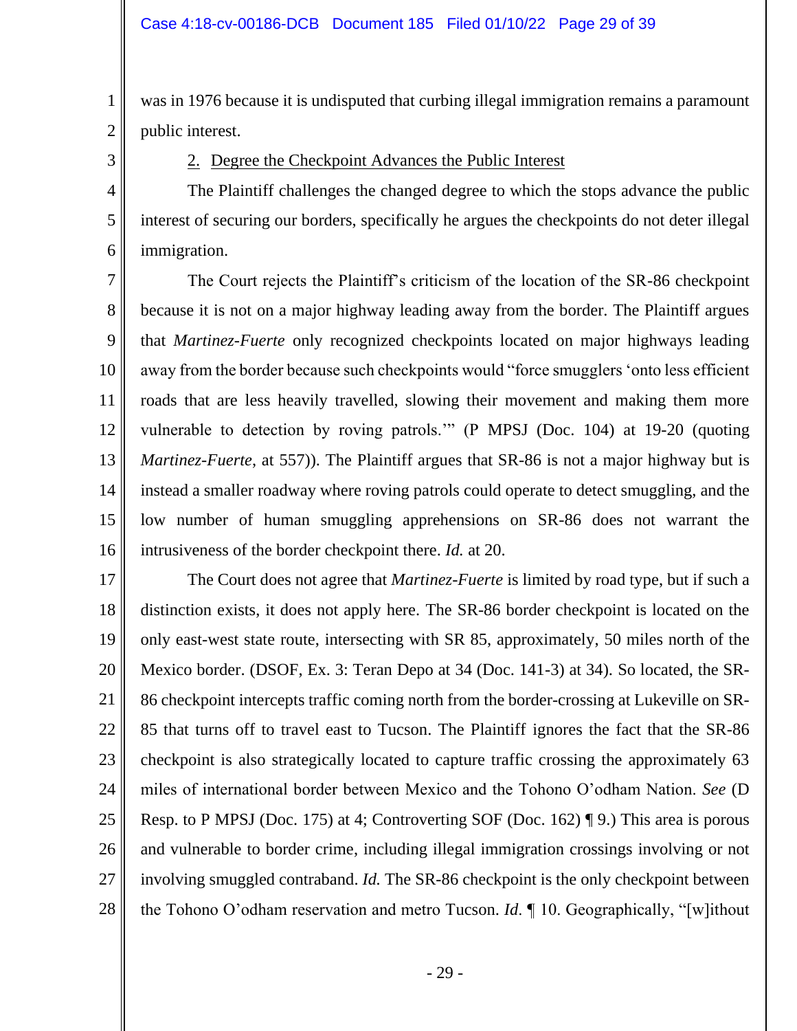was in 1976 because it is undisputed that curbing illegal immigration remains a paramount public interest.

2. Degree the Checkpoint Advances the Public Interest

The Plaintiff challenges the changed degree to which the stops advance the public interest of securing our borders, specifically he argues the checkpoints do not deter illegal immigration.

The Court rejects the Plaintiff's criticism of the location of the SR-86 checkpoint because it is not on a major highway leading away from the border. The Plaintiff argues that *Martinez-Fuerte* only recognized checkpoints located on major highways leading away from the border because such checkpoints would "force smugglers 'onto less efficient roads that are less heavily travelled, slowing their movement and making them more vulnerable to detection by roving patrols.'" (P MPSJ (Doc. 104) at 19-20 (quoting *Martinez-Fuerte*, at 557)). The Plaintiff argues that SR-86 is not a major highway but is instead a smaller roadway where roving patrols could operate to detect smuggling, and the low number of human smuggling apprehensions on SR-86 does not warrant the intrusiveness of the border checkpoint there. *Id.* at 20.

The Court does not agree that *Martinez-Fuerte* is limited by road type, but if such a distinction exists, it does not apply here. The SR-86 border checkpoint is located on the only east-west state route, intersecting with SR 85, approximately, 50 miles north of the Mexico border. (DSOF, Ex. 3: Teran Depo at 34 (Doc. 141-3) at 34). So located, the SR-86 checkpoint intercepts traffic coming north from the border-crossing at Lukeville on SR-85 that turns off to travel east to Tucson. The Plaintiff ignores the fact that the SR-86 checkpoint is also strategically located to capture traffic crossing the approximately 63 miles of international border between Mexico and the Tohono O'odham Nation. *See* (D Resp. to P MPSJ (Doc. 175) at 4; Controverting SOF (Doc. 162) ¶ 9.) This area is porous and vulnerable to border crime, including illegal immigration crossings involving or not involving smuggled contraband. *Id.* The SR-86 checkpoint is the only checkpoint between the Tohono O'odham reservation and metro Tucson. *Id.* ¶ 10. Geographically, "[w]ithout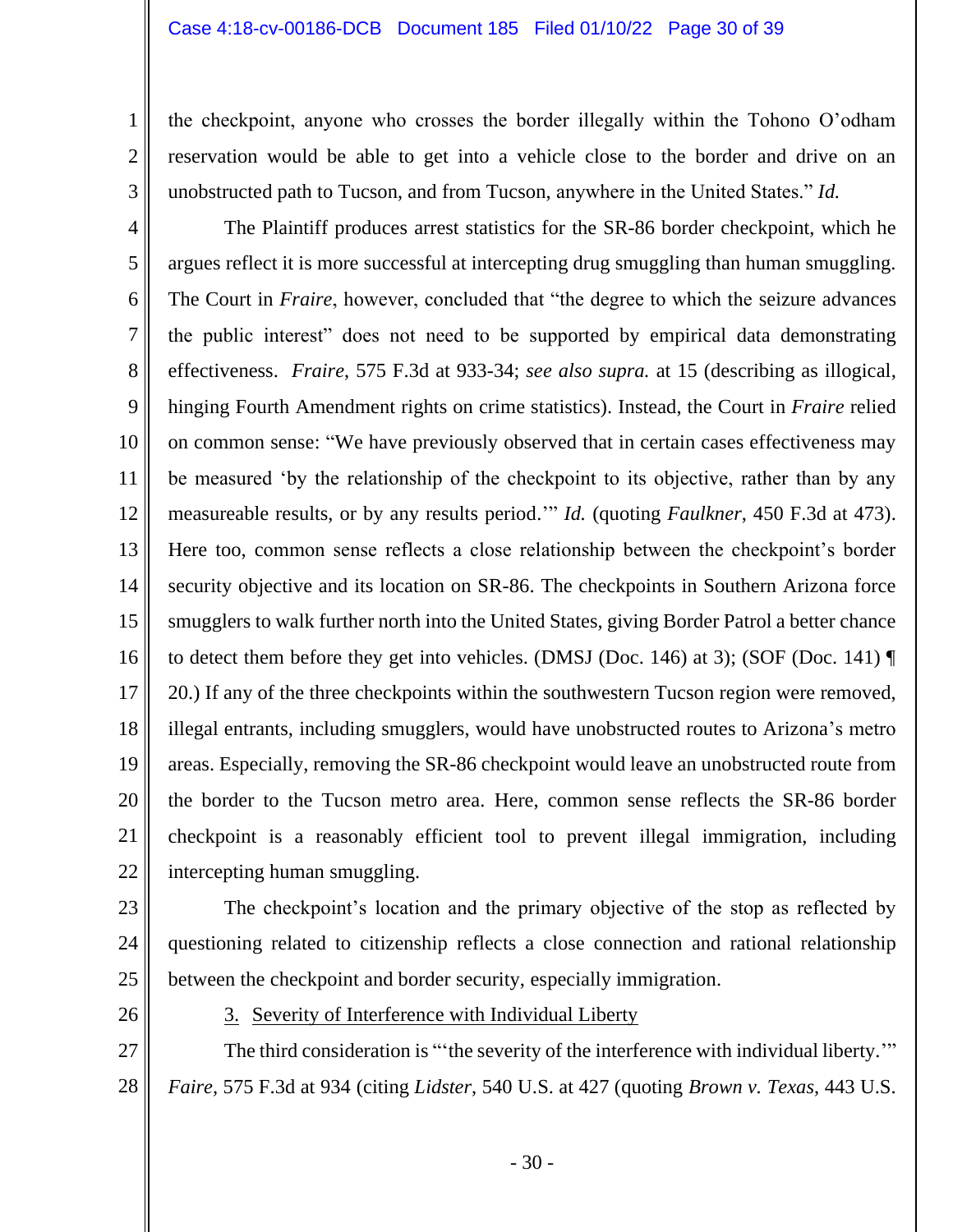the checkpoint, anyone who crosses the border illegally within the Tohono O'odham reservation would be able to get into a vehicle close to the border and drive on an unobstructed path to Tucson, and from Tucson, anywhere in the United States." *Id.*

The Plaintiff produces arrest statistics for the SR-86 border checkpoint, which he argues reflect it is more successful at intercepting drug smuggling than human smuggling. The Court in *Fraire*, however, concluded that "the degree to which the seizure advances the public interest" does not need to be supported by empirical data demonstrating effectiveness. *Fraire*, 575 F.3d at 933-34; *see also supra.* at 15 (describing as illogical, hinging Fourth Amendment rights on crime statistics). Instead, the Court in *Fraire* relied on common sense: "We have previously observed that in certain cases effectiveness may be measured 'by the relationship of the checkpoint to its objective, rather than by any measureable results, or by any results period.'" *Id.* (quoting *Faulkner*, 450 F.3d at 473). Here too, common sense reflects a close relationship between the checkpoint's border security objective and its location on SR-86. The checkpoints in Southern Arizona force smugglers to walk further north into the United States, giving Border Patrol a better chance to detect them before they get into vehicles. (DMSJ (Doc. 146) at 3); (SOF (Doc. 141) ¶ 20.) If any of the three checkpoints within the southwestern Tucson region were removed, illegal entrants, including smugglers, would have unobstructed routes to Arizona's metro areas. Especially, removing the SR-86 checkpoint would leave an unobstructed route from the border to the Tucson metro area. Here, common sense reflects the SR-86 border checkpoint is a reasonably efficient tool to prevent illegal immigration, including intercepting human smuggling.

The checkpoint's location and the primary objective of the stop as reflected by questioning related to citizenship reflects a close connection and rational relationship between the checkpoint and border security, especially immigration.

3. Severity of Interference with Individual Liberty

The third consideration is "'the severity of the interference with individual liberty.'" *Faire,* 575 F.3d at 934 (citing *Lidster*, 540 U.S. at 427 (quoting *Brown v. Texas*, 443 U.S.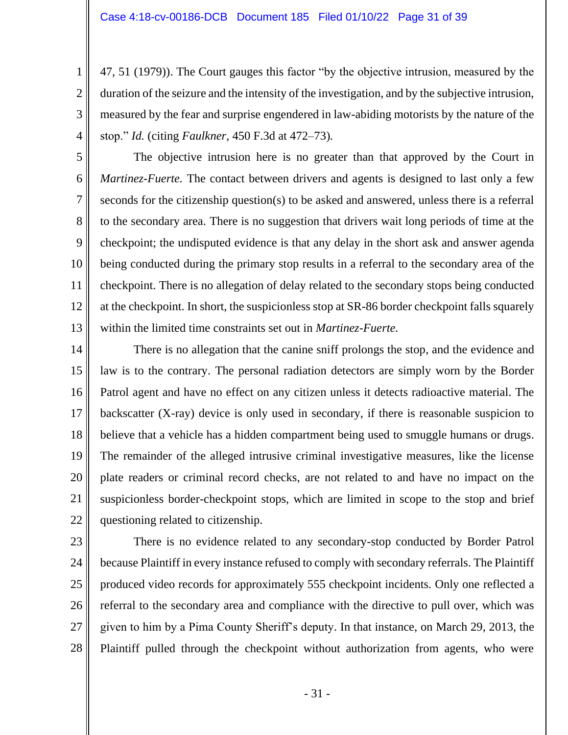47, 51 (1979)). The Court gauges this factor "by the objective intrusion, measured by the duration of the seizure and the intensity of the investigation, and by the subjective intrusion, measured by the fear and surprise engendered in law-abiding motorists by the nature of the stop." *Id.* (citing *Faulkner*, 450 F.3d at 472–73).

The objective intrusion here is no greater than that approved by the Court in *Martinez-Fuerte.* The contact between drivers and agents is designed to last only a few seconds for the citizenship question(s) to be asked and answered, unless there is a referral to the secondary area. There is no suggestion that drivers wait long periods of time at the checkpoint; the undisputed evidence is that any delay in the short ask and answer agenda being conducted during the primary stop results in a referral to the secondary area of the checkpoint. There is no allegation of delay related to the secondary stops being conducted at the checkpoint. In short, the suspicionless stop at SR-86 border checkpoint falls squarely within the limited time constraints set out in *Martinez-Fuerte.*

There is no allegation that the canine sniff prolongs the stop, and the evidence and law is to the contrary. The personal radiation detectors are simply worn by the Border Patrol agent and have no effect on any citizen unless it detects radioactive material. The backscatter (X-ray) device is only used in secondary, if there is reasonable suspicion to believe that a vehicle has a hidden compartment being used to smuggle humans or drugs. The remainder of the alleged intrusive criminal investigative measures, like the license plate readers or criminal record checks, are not related to and have no impact on the suspicionless border-checkpoint stops, which are limited in scope to the stop and brief questioning related to citizenship.

There is no evidence related to any secondary-stop conducted by Border Patrol because Plaintiff in every instance refused to comply with secondary referrals. The Plaintiff produced video records for approximately 555 checkpoint incidents. Only one reflected a referral to the secondary area and compliance with the directive to pull over, which was given to him by a Pima County Sheriff's deputy. In that instance, on March 29, 2013, the Plaintiff pulled through the checkpoint without authorization from agents, who were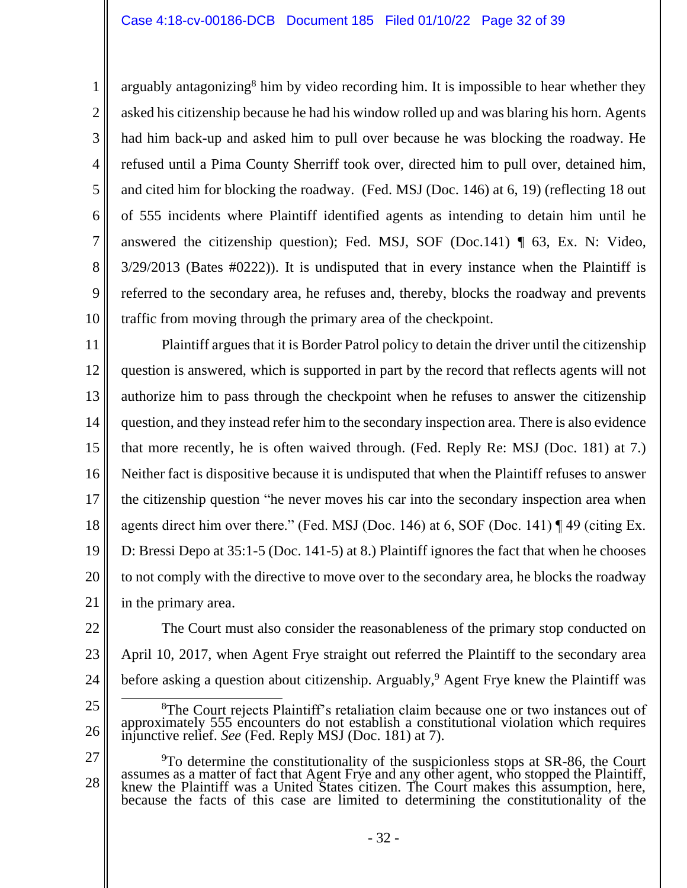arguably antagonizing[8] him by video recording him. It is impossible to hear whether they asked his citizenship because he had his window rolled up and was blaring his horn. Agents had him back-up and asked him to pull over because he was blocking the roadway. He refused until a Pima County Sherriff took over, directed him to pull over, detained him, and cited him for blocking the roadway. (Fed. MSJ (Doc. 146) at 6, 19) (reflecting 18 out of 555 incidents where Plaintiff identified agents as intending to detain him until he answered the citizenship question); Fed. MSJ, SOF (Doc.141) ¶ 63, Ex. N: Video, 3/29/2013 (Bates #0222)). It is undisputed that in every instance when the Plaintiff is referred to the secondary area, he refuses and, thereby, blocks the roadway and prevents traffic from moving through the primary area of the checkpoint.

Plaintiff argues that it is Border Patrol policy to detain the driver until the citizenship question is answered, which is supported in part by the record that reflects agents will not authorize him to pass through the checkpoint when he refuses to answer the citizenship question, and they instead refer him to the secondary inspection area. There is also evidence that more recently, he is often waived through. (Fed. Reply Re: MSJ (Doc. 181) at 7.) Neither fact is dispositive because it is undisputed that when the Plaintiff refuses to answer the citizenship question "he never moves his car into the secondary inspection area when agents direct him over there." (Fed. MSJ (Doc. 146) at 6, SOF (Doc. 141) ¶ 49 (citing Ex. D: Bressi Depo at 35:1-5 (Doc. 141-5) at 8.) Plaintiff ignores the fact that when he chooses to not comply with the directive to move over to the secondary area, he blocks the roadway in the primary area.

The Court must also consider the reasonableness of the primary stop conducted on April 10, 2017, when Agent Frye straight out referred the Plaintiff to the secondary area before asking a question about citizenship. Arguably,[9] Agent Frye knew the Plaintiff was

---

[8]The Court rejects Plaintiff's retaliation claim because one or two instances out of approximately 555 encounters do not establish a constitutional violation which requires injunctive relief. *See* (Fed. Reply MSJ (Doc. 181) at 7).

[9]To determine the constitutionality of the suspicionless stops at SR-86, the Court assumes as a matter of fact that Agent Frye and any other agent, who stopped the Plaintiff, knew the Plaintiff was a United States citizen. The Court makes this assumption, here, because the facts of this case are limited to determining the constitutionality of the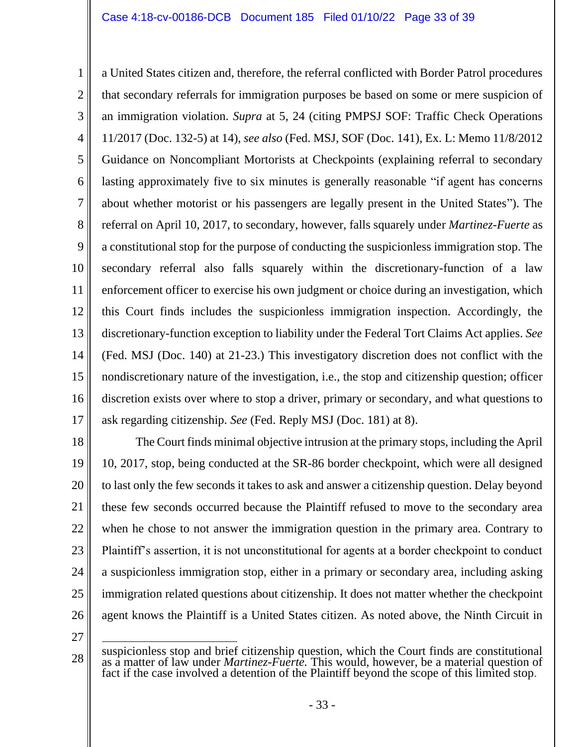a United States citizen and, therefore, the referral conflicted with Border Patrol procedures that secondary referrals for immigration purposes be based on some or mere suspicion of an immigration violation. *Supra* at 5, 24 (citing PMPSJ SOF: Traffic Check Operations 11/2017 (Doc. 132-5) at 14), *see also* (Fed. MSJ, SOF (Doc. 141), Ex. L: Memo 11/8/2012 Guidance on Noncompliant Mortorists at Checkpoints (explaining referral to secondary lasting approximately five to six minutes is generally reasonable "if agent has concerns about whether motorist or his passengers are legally present in the United States"). The referral on April 10, 2017, to secondary, however, falls squarely under *Martinez-Fuerte* as a constitutional stop for the purpose of conducting the suspicionless immigration stop. The secondary referral also falls squarely within the discretionary-function of a law enforcement officer to exercise his own judgment or choice during an investigation, which this Court finds includes the suspicionless immigration inspection. Accordingly, the discretionary-function exception to liability under the Federal Tort Claims Act applies. *See* (Fed. MSJ (Doc. 140) at 21-23.) This investigatory discretion does not conflict with the nondiscretionary nature of the investigation, i.e., the stop and citizenship question; officer discretion exists over where to stop a driver, primary or secondary, and what questions to ask regarding citizenship. *See* (Fed. Reply MSJ (Doc. 181) at 8).

The Court finds minimal objective intrusion at the primary stops, including the April 10, 2017, stop, being conducted at the SR-86 border checkpoint, which were all designed to last only the few seconds it takes to ask and answer a citizenship question. Delay beyond these few seconds occurred because the Plaintiff refused to move to the secondary area when he chose to not answer the immigration question in the primary area. Contrary to Plaintiff's assertion, it is not unconstitutional for agents at a border checkpoint to conduct a suspicionless immigration stop, either in a primary or secondary area, including asking immigration related questions about citizenship. It does not matter whether the checkpoint agent knows the Plaintiff is a United States citizen. As noted above, the Ninth Circuit in

---

suspicionless stop and brief citizenship question, which the Court finds are constitutional as a matter of law under *Martinez-Fuerte*. This would, however, be a material question of fact if the case involved a detention of the Plaintiff beyond the scope of this limited stop.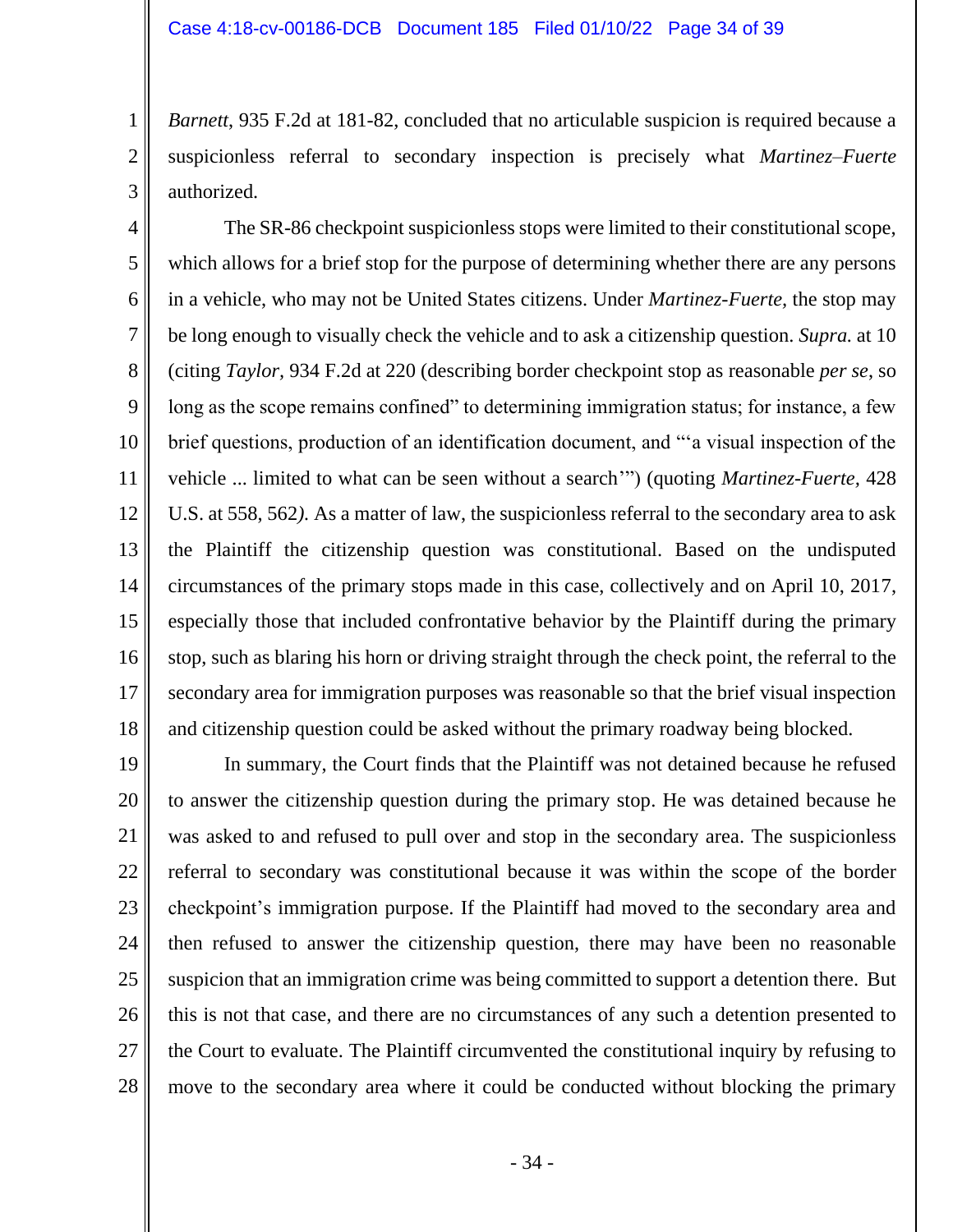*Barnett*, 935 F.2d at 181-82, concluded that no articulable suspicion is required because a suspicionless referral to secondary inspection is precisely what *Martinez–Fuerte* authorized.

The SR-86 checkpoint suspicionless stops were limited to their constitutional scope, which allows for a brief stop for the purpose of determining whether there are any persons in a vehicle, who may not be United States citizens. Under *Martinez-Fuerte*, the stop may be long enough to visually check the vehicle and to ask a citizenship question. *Supra.* at 10 (citing *Taylor,* 934 F.2d at 220 (describing border checkpoint stop as reasonable *per se*, so long as the scope remains confined" to determining immigration status; for instance, a few brief questions, production of an identification document, and "'a visual inspection of the vehicle ... limited to what can be seen without a search'") (quoting *Martinez-Fuerte,* 428 U.S. at 558, 562*).* As a matter of law, the suspicionless referral to the secondary area to ask the Plaintiff the citizenship question was constitutional. Based on the undisputed circumstances of the primary stops made in this case, collectively and on April 10, 2017, especially those that included confrontative behavior by the Plaintiff during the primary stop, such as blaring his horn or driving straight through the check point, the referral to the secondary area for immigration purposes was reasonable so that the brief visual inspection and citizenship question could be asked without the primary roadway being blocked.

In summary, the Court finds that the Plaintiff was not detained because he refused to answer the citizenship question during the primary stop. He was detained because he was asked to and refused to pull over and stop in the secondary area. The suspicionless referral to secondary was constitutional because it was within the scope of the border checkpoint's immigration purpose. If the Plaintiff had moved to the secondary area and then refused to answer the citizenship question, there may have been no reasonable suspicion that an immigration crime was being committed to support a detention there. But this is not that case, and there are no circumstances of any such a detention presented to the Court to evaluate. The Plaintiff circumvented the constitutional inquiry by refusing to move to the secondary area where it could be conducted without blocking the primary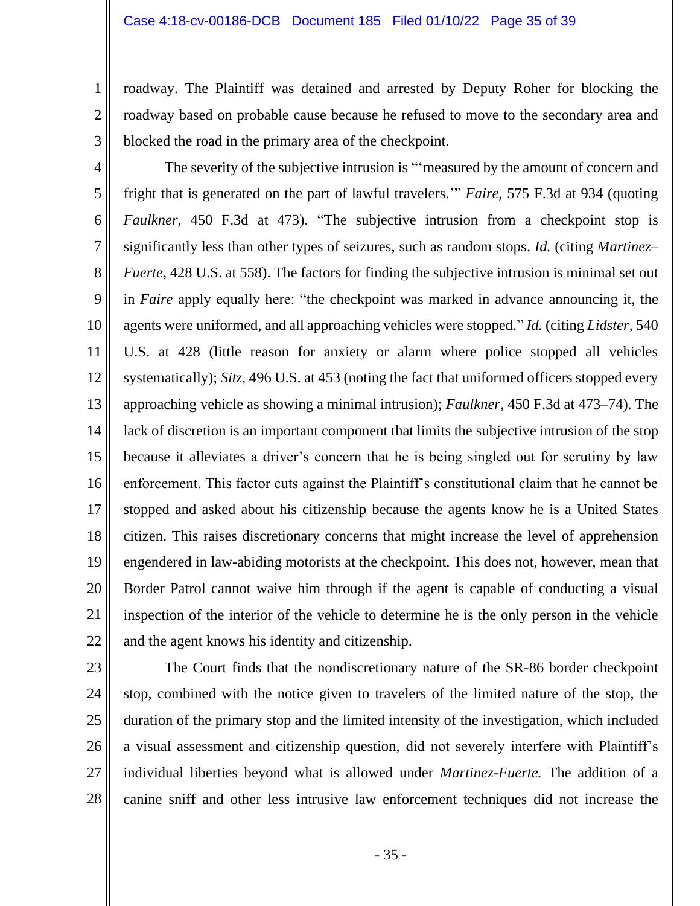roadway. The Plaintiff was detained and arrested by Deputy Roher for blocking the roadway based on probable cause because he refused to move to the secondary area and blocked the road in the primary area of the checkpoint.

The severity of the subjective intrusion is "'measured by the amount of concern and fright that is generated on the part of lawful travelers.'" *Faire*, 575 F.3d at 934 (quoting *Faulkner*, 450 F.3d at 473). "The subjective intrusion from a checkpoint stop is significantly less than other types of seizures, such as random stops. *Id.* (citing *Martinez–Fuerte*, 428 U.S. at 558). The factors for finding the subjective intrusion is minimal set out in *Faire* apply equally here: "the checkpoint was marked in advance announcing it, the agents were uniformed, and all approaching vehicles were stopped." *Id.* (citing *Lidster*, 540 U.S. at 428 (little reason for anxiety or alarm where police stopped all vehicles systematically); *Sitz*, 496 U.S. at 453 (noting the fact that uniformed officers stopped every approaching vehicle as showing a minimal intrusion); *Faulkner*, 450 F.3d at 473–74). The lack of discretion is an important component that limits the subjective intrusion of the stop because it alleviates a driver's concern that he is being singled out for scrutiny by law enforcement. This factor cuts against the Plaintiff's constitutional claim that he cannot be stopped and asked about his citizenship because the agents know he is a United States citizen. This raises discretionary concerns that might increase the level of apprehension engendered in law-abiding motorists at the checkpoint. This does not, however, mean that Border Patrol cannot waive him through if the agent is capable of conducting a visual inspection of the interior of the vehicle to determine he is the only person in the vehicle and the agent knows his identity and citizenship.

The Court finds that the nondiscretionary nature of the SR-86 border checkpoint stop, combined with the notice given to travelers of the limited nature of the stop, the duration of the primary stop and the limited intensity of the investigation, which included a visual assessment and citizenship question, did not severely interfere with Plaintiff's individual liberties beyond what is allowed under *Martinez-Fuerte.* The addition of a canine sniff and other less intrusive law enforcement techniques did not increase the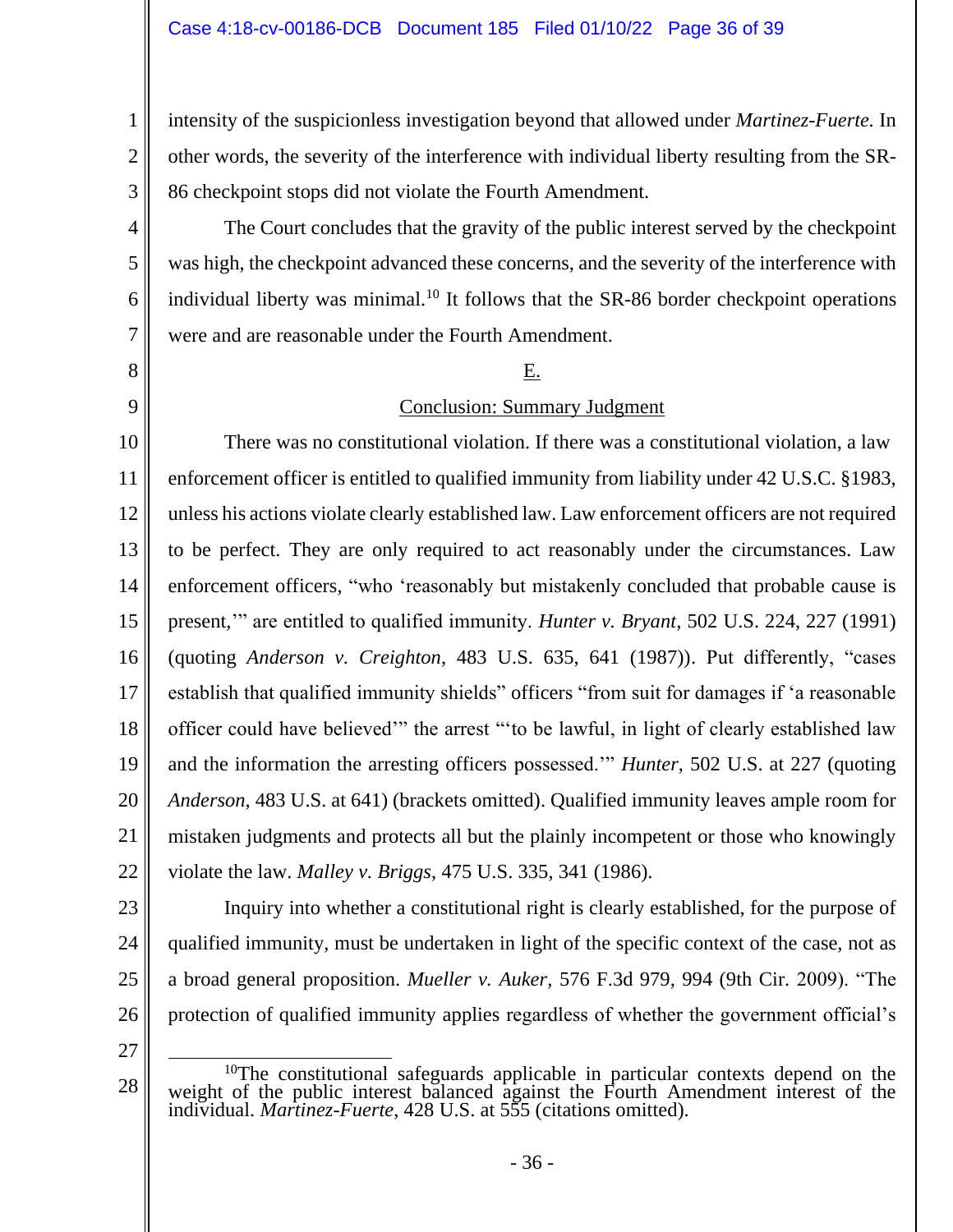intensity of the suspicionless investigation beyond that allowed under *Martinez-Fuerte*. In other words, the severity of the interference with individual liberty resulting from the SR-86 checkpoint stops did not violate the Fourth Amendment.

The Court concludes that the gravity of the public interest served by the checkpoint was high, the checkpoint advanced these concerns, and the severity of the interference with individual liberty was minimal.[10] It follows that the SR-86 border checkpoint operations were and are reasonable under the Fourth Amendment.

## E.

## Conclusion: Summary Judgment

There was no constitutional violation. If there was a constitutional violation, a law enforcement officer is entitled to qualified immunity from liability under 42 U.S.C. §1983, unless his actions violate clearly established law. Law enforcement officers are not required to be perfect. They are only required to act reasonably under the circumstances. Law enforcement officers, "who 'reasonably but mistakenly concluded that probable cause is present,'" are entitled to qualified immunity. *Hunter v. Bryant*, 502 U.S. 224, 227 (1991) (quoting *Anderson v. Creighton*, 483 U.S. 635, 641 (1987)). Put differently, "cases establish that qualified immunity shields" officers "from suit for damages if 'a reasonable officer could have believed'" the arrest "'to be lawful, in light of clearly established law and the information the arresting officers possessed.'" *Hunter*, 502 U.S. at 227 (quoting *Anderson*, 483 U.S. at 641) (brackets omitted). Qualified immunity leaves ample room for mistaken judgments and protects all but the plainly incompetent or those who knowingly violate the law. *Malley v. Briggs*, 475 U.S. 335, 341 (1986).

Inquiry into whether a constitutional right is clearly established, for the purpose of qualified immunity, must be undertaken in light of the specific context of the case, not as a broad general proposition. *Mueller v. Auker*, 576 F.3d 979, 994 (9th Cir. 2009). "The protection of qualified immunity applies regardless of whether the government official's

---

[10] The constitutional safeguards applicable in particular contexts depend on the weight of the public interest balanced against the Fourth Amendment interest of the individual. *Martinez-Fuerte*, 428 U.S. at 555 (citations omitted).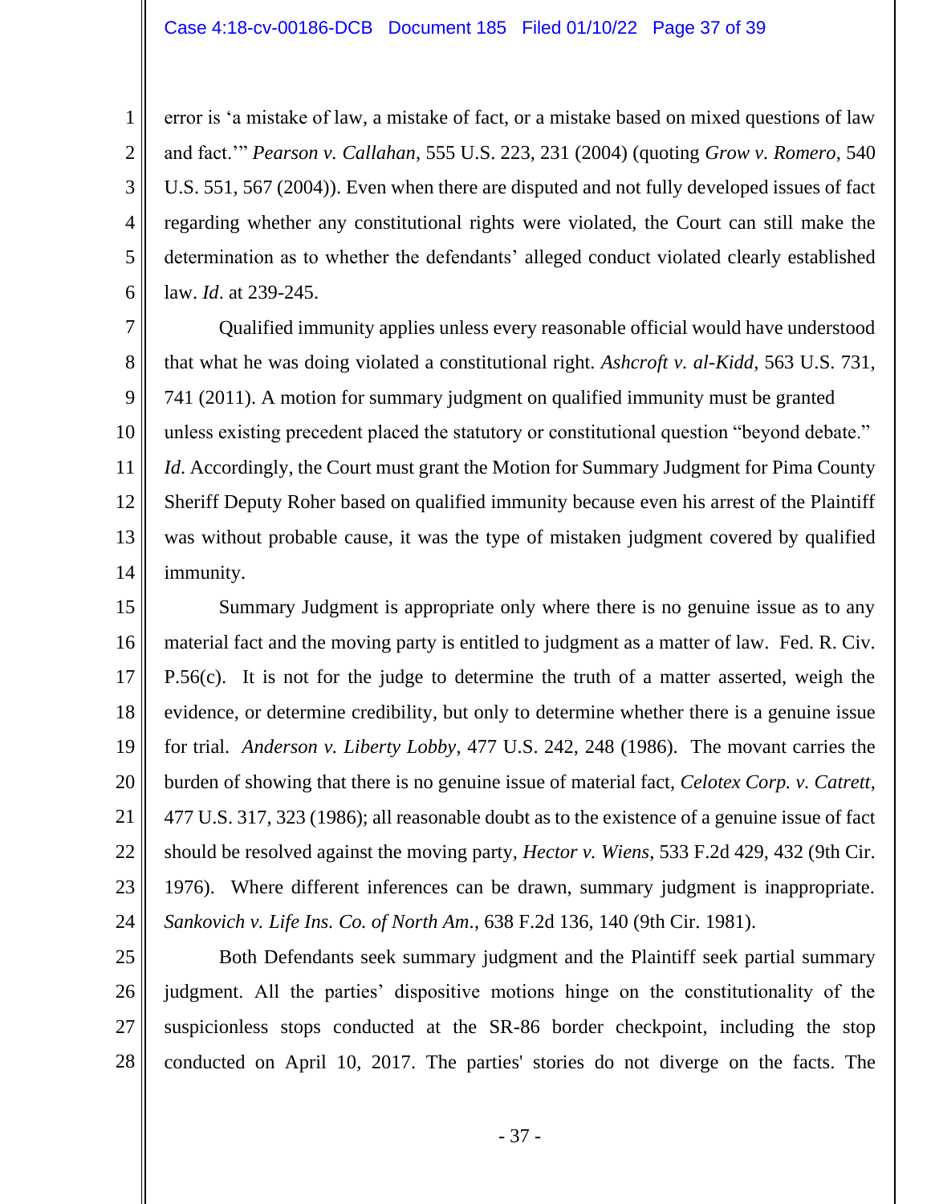error is 'a mistake of law, a mistake of fact, or a mistake based on mixed questions of law and fact.'" *Pearson v. Callahan*, 555 U.S. 223, 231 (2004) (quoting *Grow v. Romero*, 540 U.S. 551, 567 (2004)). Even when there are disputed and not fully developed issues of fact regarding whether any constitutional rights were violated, the Court can still make the determination as to whether the defendants' alleged conduct violated clearly established law. *Id*. at 239-245.

Qualified immunity applies unless every reasonable official would have understood that what he was doing violated a constitutional right. *Ashcroft v. al-Kidd*, 563 U.S. 731, 741 (2011). A motion for summary judgment on qualified immunity must be granted unless existing precedent placed the statutory or constitutional question "beyond debate." *Id*. Accordingly, the Court must grant the Motion for Summary Judgment for Pima County Sheriff Deputy Roher based on qualified immunity because even his arrest of the Plaintiff was without probable cause, it was the type of mistaken judgment covered by qualified immunity.

Summary Judgment is appropriate only where there is no genuine issue as to any material fact and the moving party is entitled to judgment as a matter of law. Fed. R. Civ. P.56(c). It is not for the judge to determine the truth of a matter asserted, weigh the evidence, or determine credibility, but only to determine whether there is a genuine issue for trial. *Anderson v. Liberty Lobby*, 477 U.S. 242, 248 (1986). The movant carries the burden of showing that there is no genuine issue of material fact, *Celotex Corp. v. Catrett*, 477 U.S. 317, 323 (1986); all reasonable doubt as to the existence of a genuine issue of fact should be resolved against the moving party, *Hector v. Wiens*, 533 F.2d 429, 432 (9th Cir. 1976). Where different inferences can be drawn, summary judgment is inappropriate. *Sankovich v. Life Ins. Co. of North Am*., 638 F.2d 136, 140 (9th Cir. 1981).

Both Defendants seek summary judgment and the Plaintiff seek partial summary judgment. All the parties' dispositive motions hinge on the constitutionality of the suspicionless stops conducted at the SR-86 border checkpoint, including the stop conducted on April 10, 2017. The parties' stories do not diverge on the facts. The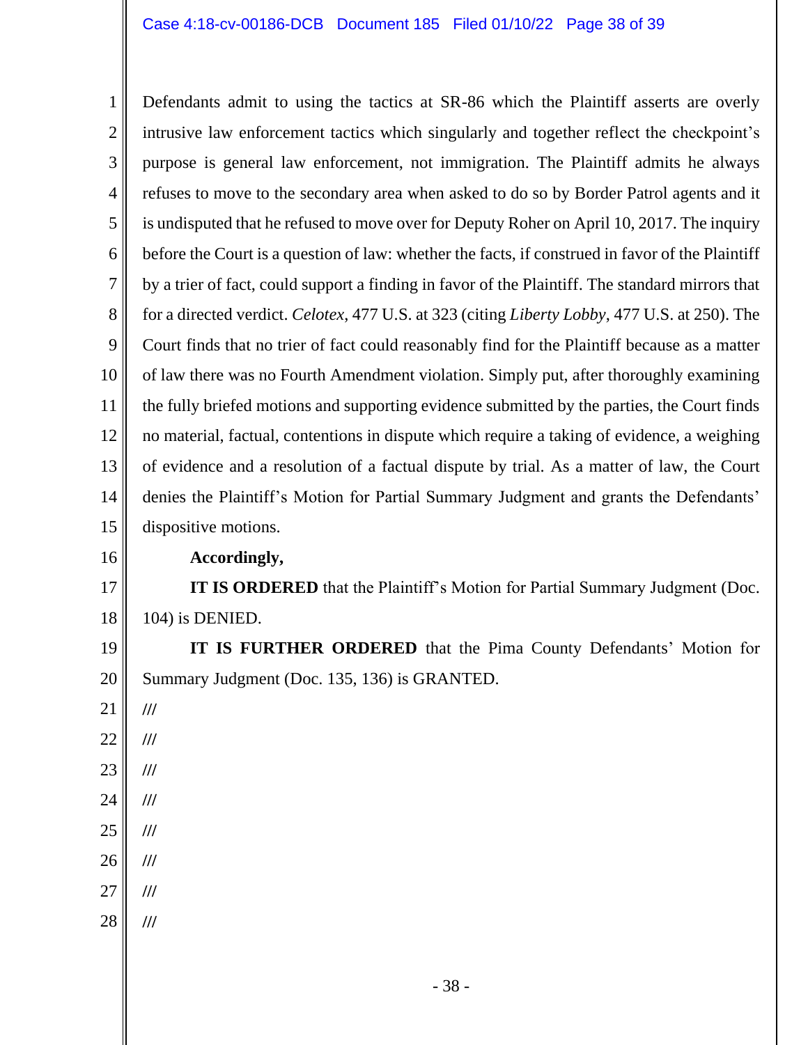Defendants admit to using the tactics at SR-86 which the Plaintiff asserts are overly intrusive law enforcement tactics which singularly and together reflect the checkpoint's purpose is general law enforcement, not immigration. The Plaintiff admits he always refuses to move to the secondary area when asked to do so by Border Patrol agents and it is undisputed that he refused to move over for Deputy Roher on April 10, 2017. The inquiry before the Court is a question of law: whether the facts, if construed in favor of the Plaintiff by a trier of fact, could support a finding in favor of the Plaintiff. The standard mirrors that for a directed verdict. *Celotex*, 477 U.S. at 323 (citing *Liberty Lobby*, 477 U.S. at 250). The Court finds that no trier of fact could reasonably find for the Plaintiff because as a matter of law there was no Fourth Amendment violation. Simply put, after thoroughly examining the fully briefed motions and supporting evidence submitted by the parties, the Court finds no material, factual, contentions in dispute which require a taking of evidence, a weighing of evidence and a resolution of a factual dispute by trial. As a matter of law, the Court denies the Plaintiff's Motion for Partial Summary Judgment and grants the Defendants' dispositive motions.

**Accordingly,**

**IT IS ORDERED** that the Plaintiff's Motion for Partial Summary Judgment (Doc. 104) is DENIED.

**IT IS FURTHER ORDERED** that the Pima County Defendants' Motion for Summary Judgment (Doc. 135, 136) is GRANTED.

///

///

///

///

///

///

///

///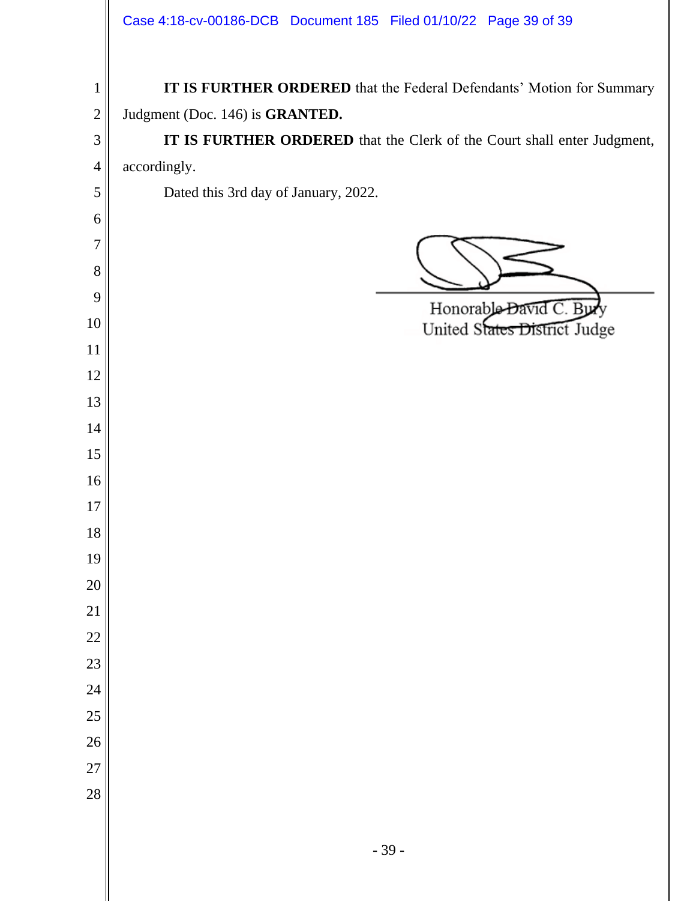**IT IS FURTHER ORDERED** that the Federal Defendants' Motion for Summary Judgment (Doc. 146) is **GRANTED.**

**IT IS FURTHER ORDERED** that the Clerk of the Court shall enter Judgment, accordingly.

Dated this 3rd day of January, 2022.

Honorable David C. Bury
United States District Judge